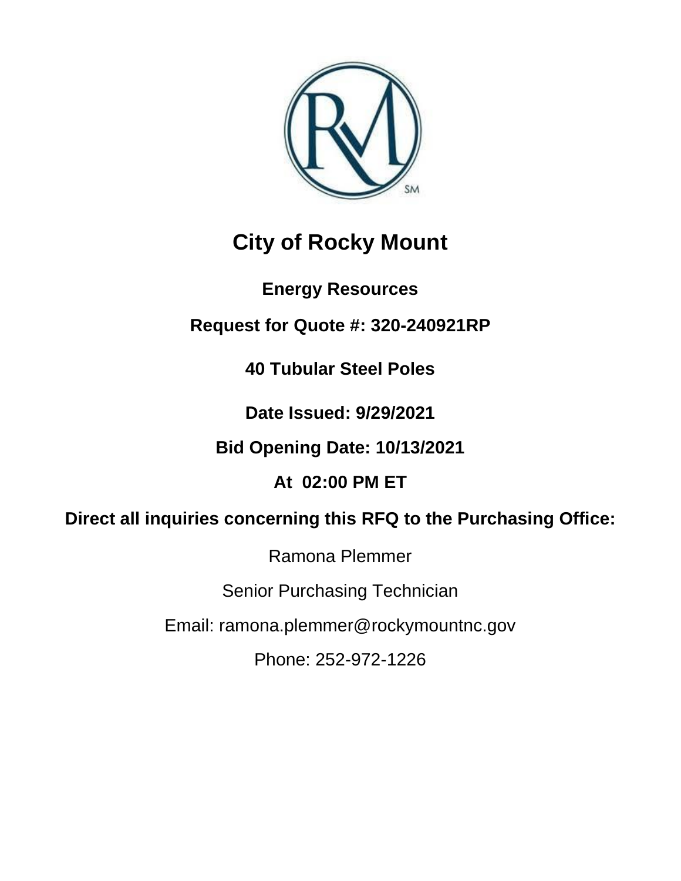# City of Rocky Mount

## Energy Resources

## Request for Quote #: 320-240921RP

## 40 Tubular Steel Poles

**Date Issued: 9/29/2021**

**Bid Opening Date: 10/13/2021**

**At 02:00 PM ET**

**Direct all inquiries concerning this RFQ to the Purchasing Office:**

Ramona Plemmer

Senior Purchasing Technician

Email: ramona.plemmer@rockymountnc.gov

Phone: 252-972-1226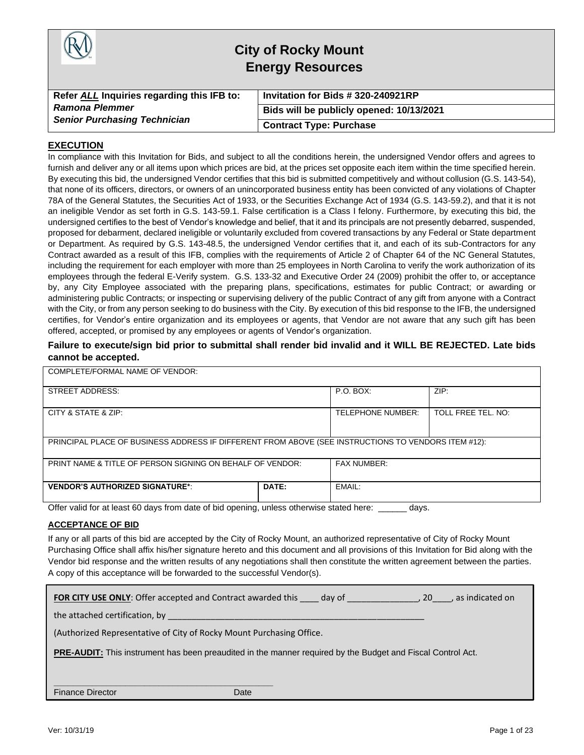# City of Rocky Mount
## Energy Resources

| Refer ***ALL*** Inquiries regarding this IFB to: | Invitation for Bids # 320-240921RP |
|---|---|
| ***Ramona Plemmer*** | Bids will be publicly opened: 10/13/2021 |
| ***Senior Purchasing Technician*** | Contract Type: Purchase |

## EXECUTION

In compliance with this Invitation for Bids, and subject to all the conditions herein, the undersigned Vendor offers and agrees to furnish and deliver any or all items upon which prices are bid, at the prices set opposite each item within the time specified herein. By executing this bid, the undersigned Vendor certifies that this bid is submitted competitively and without collusion (G.S. 143-54), that none of its officers, directors, or owners of an unincorporated business entity has been convicted of any violations of Chapter 78A of the General Statutes, the Securities Act of 1933, or the Securities Exchange Act of 1934 (G.S. 143-59.2), and that it is not an ineligible Vendor as set forth in G.S. 143-59.1. False certification is a Class I felony. Furthermore, by executing this bid, the undersigned certifies to the best of Vendor's knowledge and belief, that it and its principals are not presently debarred, suspended, proposed for debarment, declared ineligible or voluntarily excluded from covered transactions by any Federal or State department or Department. As required by G.S. 143-48.5, the undersigned Vendor certifies that it, and each of its sub-Contractors for any Contract awarded as a result of this IFB, complies with the requirements of Article 2 of Chapter 64 of the NC General Statutes, including the requirement for each employer with more than 25 employees in North Carolina to verify the work authorization of its employees through the federal E-Verify system. G.S. 133-32 and Executive Order 24 (2009) prohibit the offer to, or acceptance by, any City Employee associated with the preparing plans, specifications, estimates for public Contract; or awarding or administering public Contracts; or inspecting or supervising delivery of the public Contract of any gift from anyone with a Contract with the City, or from any person seeking to do business with the City. By execution of this bid response to the IFB, the undersigned certifies, for Vendor's entire organization and its employees or agents, that Vendor are not aware that any such gift has been offered, accepted, or promised by any employees or agents of Vendor's organization.

**Failure to execute/sign bid prior to submittal shall render bid invalid and it WILL BE REJECTED. Late bids cannot be accepted.**

| COMPLETE/FORMAL NAME OF VENDOR: | | | |
|---|---|---|---|
| STREET ADDRESS: | | P.O. BOX: | ZIP: |
| CITY & STATE & ZIP: | | TELEPHONE NUMBER: | TOLL FREE TEL. NO: |
| PRINCIPAL PLACE OF BUSINESS ADDRESS IF DIFFERENT FROM ABOVE (SEE INSTRUCTIONS TO VENDORS ITEM #12): | | | |
| PRINT NAME & TITLE OF PERSON SIGNING ON BEHALF OF VENDOR: | | FAX NUMBER: | |
| **VENDOR'S AUTHORIZED SIGNATURE***: | **DATE:** | EMAIL: | |

Offer valid for at least 60 days from date of bid opening, unless otherwise stated here: ______ days.

## ACCEPTANCE OF BID

If any or all parts of this bid are accepted by the City of Rocky Mount, an authorized representative of City of Rocky Mount Purchasing Office shall affix his/her signature hereto and this document and all provisions of this Invitation for Bid along with the Vendor bid response and the written results of any negotiations shall then constitute the written agreement between the parties. A copy of this acceptance will be forwarded to the successful Vendor(s).

**FOR CITY USE ONLY**: Offer accepted and Contract awarded this ____ day of _______________, 20____, as indicated on the attached certification, by ___________________________________________________________

(Authorized Representative of City of Rocky Mount Purchasing Office.

**PRE-AUDIT:** This instrument has been preaudited in the manner required by the Budget and Fiscal Control Act.

_______________________________________________

Finance Director Date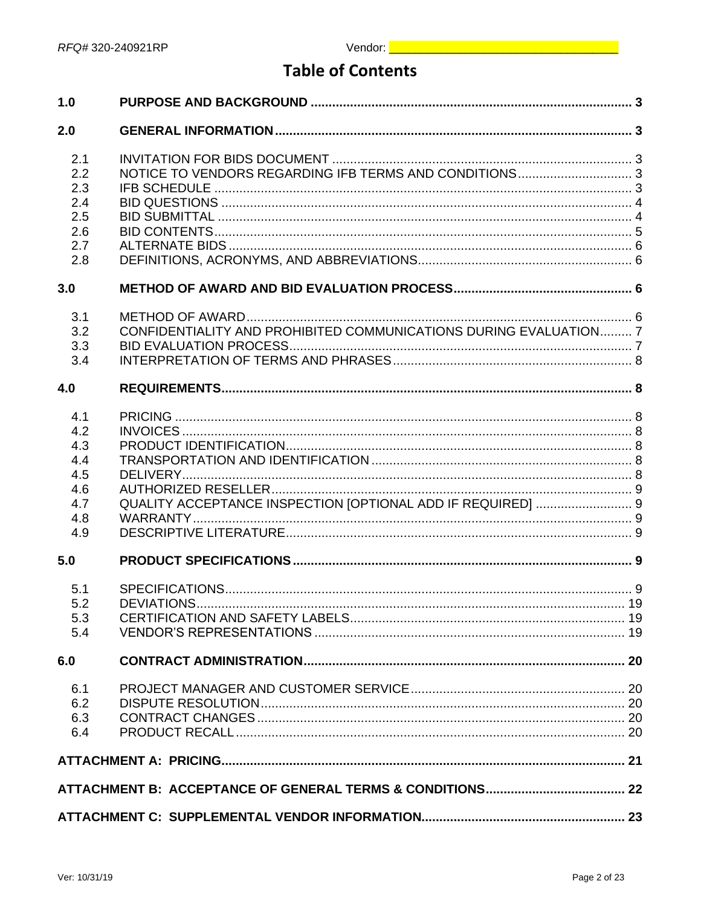RFQ# 320-240921RP Vendor: ______________________________

# Table of Contents

| | | |
|---|---|---|
| **1.0** | **PURPOSE AND BACKGROUND** | **3** |
| **2.0** | **GENERAL INFORMATION** | **3** |
| 2.1 | INVITATION FOR BIDS DOCUMENT | 3 |
| 2.2 | NOTICE TO VENDORS REGARDING IFB TERMS AND CONDITIONS | 3 |
| 2.3 | IFB SCHEDULE | 3 |
| 2.4 | BID QUESTIONS | 4 |
| 2.5 | BID SUBMITTAL | 4 |
| 2.6 | BID CONTENTS | 5 |
| 2.7 | ALTERNATE BIDS | 6 |
| 2.8 | DEFINITIONS, ACRONYMS, AND ABBREVIATIONS | 6 |
| **3.0** | **METHOD OF AWARD AND BID EVALUATION PROCESS** | **6** |
| 3.1 | METHOD OF AWARD | 6 |
| 3.2 | CONFIDENTIALITY AND PROHIBITED COMMUNICATIONS DURING EVALUATION | 7 |
| 3.3 | BID EVALUATION PROCESS | 7 |
| 3.4 | INTERPRETATION OF TERMS AND PHRASES | 8 |
| **4.0** | **REQUIREMENTS** | **8** |
| 4.1 | PRICING | 8 |
| 4.2 | INVOICES | 8 |
| 4.3 | PRODUCT IDENTIFICATION | 8 |
| 4.4 | TRANSPORTATION AND IDENTIFICATION | 8 |
| 4.5 | DELIVERY | 8 |
| 4.6 | AUTHORIZED RESELLER | 9 |
| 4.7 | QUALITY ACCEPTANCE INSPECTION [OPTIONAL ADD IF REQUIRED] | 9 |
| 4.8 | WARRANTY | 9 |
| 4.9 | DESCRIPTIVE LITERATURE | 9 |
| **5.0** | **PRODUCT SPECIFICATIONS** | **9** |
| 5.1 | SPECIFICATIONS | 9 |
| 5.2 | DEVIATIONS | 19 |
| 5.3 | CERTIFICATION AND SAFETY LABELS | 19 |
| 5.4 | VENDOR'S REPRESENTATIONS | 19 |
| **6.0** | **CONTRACT ADMINISTRATION** | **20** |
| 6.1 | PROJECT MANAGER AND CUSTOMER SERVICE | 20 |
| 6.2 | DISPUTE RESOLUTION | 20 |
| 6.3 | CONTRACT CHANGES | 20 |
| 6.4 | PRODUCT RECALL | 20 |
| **ATTACHMENT A: PRICING** | | **21** |
| **ATTACHMENT B: ACCEPTANCE OF GENERAL TERMS & CONDITIONS** | | **22** |
| **ATTACHMENT C: SUPPLEMENTAL VENDOR INFORMATION** | | **23** |

Ver: 10/31/19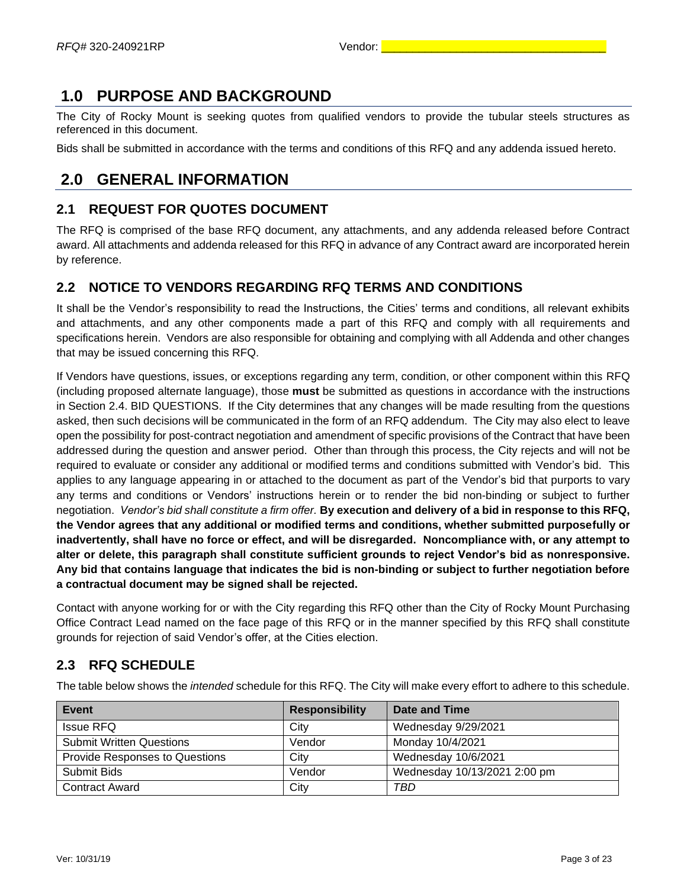# 1.0 PURPOSE AND BACKGROUND

The City of Rocky Mount is seeking quotes from qualified vendors to provide the tubular steels structures as referenced in this document.

Bids shall be submitted in accordance with the terms and conditions of this RFQ and any addenda issued hereto.

# 2.0 GENERAL INFORMATION

## 2.1 REQUEST FOR QUOTES DOCUMENT

The RFQ is comprised of the base RFQ document, any attachments, and any addenda released before Contract award. All attachments and addenda released for this RFQ in advance of any Contract award are incorporated herein by reference.

## 2.2 NOTICE TO VENDORS REGARDING RFQ TERMS AND CONDITIONS

It shall be the Vendor's responsibility to read the Instructions, the Cities' terms and conditions, all relevant exhibits and attachments, and any other components made a part of this RFQ and comply with all requirements and specifications herein. Vendors are also responsible for obtaining and complying with all Addenda and other changes that may be issued concerning this RFQ.

If Vendors have questions, issues, or exceptions regarding any term, condition, or other component within this RFQ (including proposed alternate language), those **must** be submitted as questions in accordance with the instructions in Section 2.4. BID QUESTIONS. If the City determines that any changes will be made resulting from the questions asked, then such decisions will be communicated in the form of an RFQ addendum. The City may also elect to leave open the possibility for post-contract negotiation and amendment of specific provisions of the Contract that have been addressed during the question and answer period. Other than through this process, the City rejects and will not be required to evaluate or consider any additional or modified terms and conditions submitted with Vendor's bid. This applies to any language appearing in or attached to the document as part of the Vendor's bid that purports to vary any terms and conditions or Vendors' instructions herein or to render the bid non-binding or subject to further negotiation. *Vendor's bid shall constitute a firm offer.* **By execution and delivery of a bid in response to this RFQ, the Vendor agrees that any additional or modified terms and conditions, whether submitted purposefully or inadvertently, shall have no force or effect, and will be disregarded. Noncompliance with, or any attempt to alter or delete, this paragraph shall constitute sufficient grounds to reject Vendor's bid as nonresponsive. Any bid that contains language that indicates the bid is non-binding or subject to further negotiation before a contractual document may be signed shall be rejected.**

Contact with anyone working for or with the City regarding this RFQ other than the City of Rocky Mount Purchasing Office Contract Lead named on the face page of this RFQ or in the manner specified by this RFQ shall constitute grounds for rejection of said Vendor's offer, at the Cities election.

## 2.3 RFQ SCHEDULE

The table below shows the *intended* schedule for this RFQ. The City will make every effort to adhere to this schedule.

| Event | Responsibility | Date and Time |
|---|---|---|
| Issue RFQ | City | Wednesday 9/29/2021 |
| Submit Written Questions | Vendor | Monday 10/4/2021 |
| Provide Responses to Questions | City | Wednesday 10/6/2021 |
| Submit Bids | Vendor | Wednesday 10/13/2021 2:00 pm |
| Contract Award | City | *TBD* |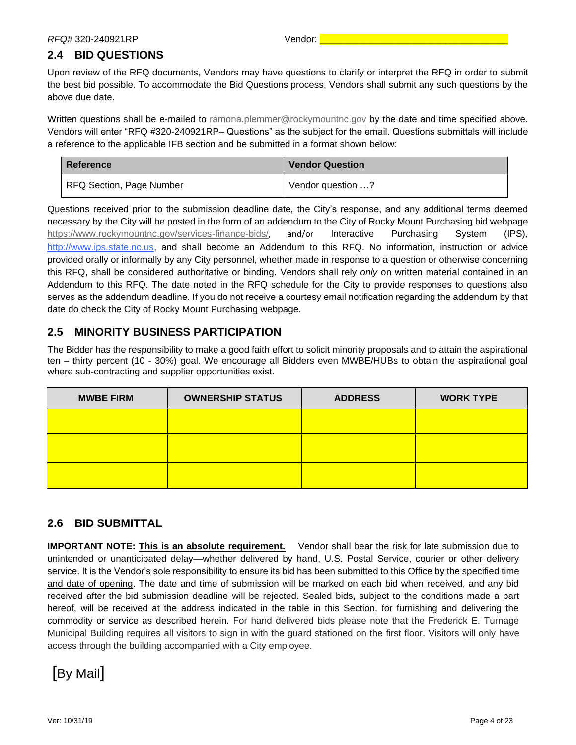## 2.4 BID QUESTIONS

Upon review of the RFQ documents, Vendors may have questions to clarify or interpret the RFQ in order to submit the best bid possible. To accommodate the Bid Questions process, Vendors shall submit any such questions by the above due date.

Written questions shall be e-mailed to ramona.plemmer@rockymountnc.gov by the date and time specified above. Vendors will enter "RFQ #320-240921RP– Questions" as the subject for the email. Questions submittals will include a reference to the applicable IFB section and be submitted in a format shown below:

| Reference | Vendor Question |
|---|---|
| RFQ Section, Page Number | Vendor question …? |

Questions received prior to the submission deadline date, the City's response, and any additional terms deemed necessary by the City will be posted in the form of an addendum to the City of Rocky Mount Purchasing bid webpage https://www.rockymountnc.gov/services-finance-bids/, and/or Interactive Purchasing System (IPS), http://www.ips.state.nc.us, and shall become an Addendum to this RFQ. No information, instruction or advice provided orally or informally by any City personnel, whether made in response to a question or otherwise concerning this RFQ, shall be considered authoritative or binding. Vendors shall rely *only* on written material contained in an Addendum to this RFQ. The date noted in the RFQ schedule for the City to provide responses to questions also serves as the addendum deadline. If you do not receive a courtesy email notification regarding the addendum by that date do check the City of Rocky Mount Purchasing webpage.

## 2.5 MINORITY BUSINESS PARTICIPATION

The Bidder has the responsibility to make a good faith effort to solicit minority proposals and to attain the aspirational ten – thirty percent (10 - 30%) goal. We encourage all Bidders even MWBE/HUBs to obtain the aspirational goal where sub-contracting and supplier opportunities exist.

| MWBE FIRM | OWNERSHIP STATUS | ADDRESS | WORK TYPE |
|---|---|---|---|
| | | | |
| | | | |
| | | | |

## 2.6 BID SUBMITTAL

**IMPORTANT NOTE: This is an absolute requirement.** Vendor shall bear the risk for late submission due to unintended or unanticipated delay—whether delivered by hand, U.S. Postal Service, courier or other delivery service. It is the Vendor's sole responsibility to ensure its bid has been submitted to this Office by the specified time and date of opening. The date and time of submission will be marked on each bid when received, and any bid received after the bid submission deadline will be rejected. Sealed bids, subject to the conditions made a part hereof, will be received at the address indicated in the table in this Section, for furnishing and delivering the commodity or service as described herein. For hand delivered bids please note that the Frederick E. Turnage Municipal Building requires all visitors to sign in with the guard stationed on the first floor. Visitors will only have access through the building accompanied with a City employee.

[By Mail]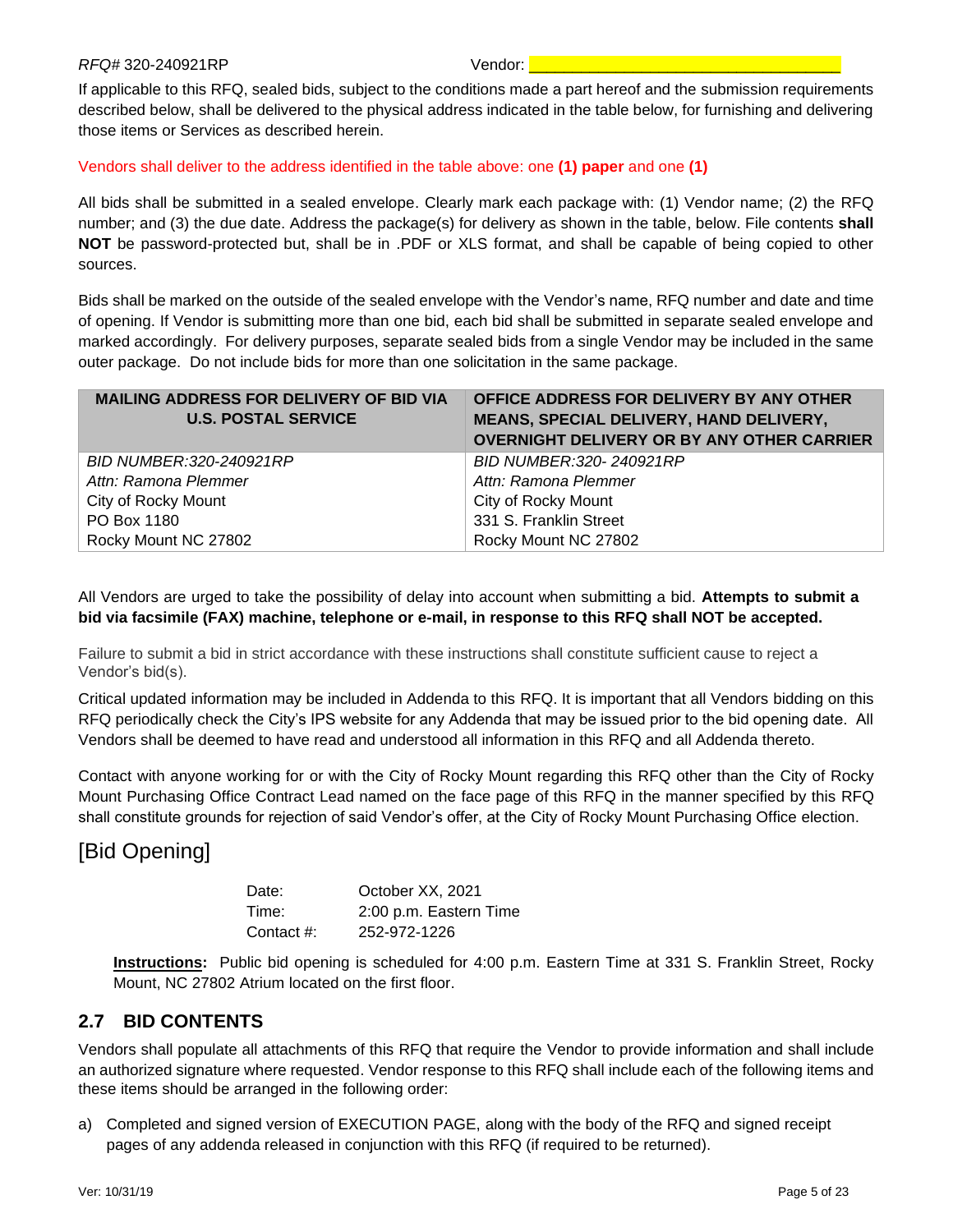If applicable to this RFQ, sealed bids, subject to the conditions made a part hereof and the submission requirements described below, shall be delivered to the physical address indicated in the table below, for furnishing and delivering those items or Services as described herein.

Vendors shall deliver to the address identified in the table above: one **(1) paper** and one **(1)**

All bids shall be submitted in a sealed envelope. Clearly mark each package with: (1) Vendor name; (2) the RFQ number; and (3) the due date. Address the package(s) for delivery as shown in the table, below. File contents **shall NOT** be password-protected but, shall be in .PDF or XLS format, and shall be capable of being copied to other sources.

Bids shall be marked on the outside of the sealed envelope with the Vendor's name, RFQ number and date and time of opening. If Vendor is submitting more than one bid, each bid shall be submitted in separate sealed envelope and marked accordingly. For delivery purposes, separate sealed bids from a single Vendor may be included in the same outer package. Do not include bids for more than one solicitation in the same package.

| MAILING ADDRESS FOR DELIVERY OF BID VIA U.S. POSTAL SERVICE | OFFICE ADDRESS FOR DELIVERY BY ANY OTHER MEANS, SPECIAL DELIVERY, HAND DELIVERY, OVERNIGHT DELIVERY OR BY ANY OTHER CARRIER |
|---|---|
| *BID NUMBER:320-240921RP*<br>*Attn: Ramona Plemmer*<br>City of Rocky Mount<br>PO Box 1180<br>Rocky Mount NC 27802 | *BID NUMBER:320- 240921RP*<br>*Attn: Ramona Plemmer*<br>City of Rocky Mount<br>331 S. Franklin Street<br>Rocky Mount NC 27802 |

All Vendors are urged to take the possibility of delay into account when submitting a bid. **Attempts to submit a bid via facsimile (FAX) machine, telephone or e-mail, in response to this RFQ shall NOT be accepted.**

Failure to submit a bid in strict accordance with these instructions shall constitute sufficient cause to reject a Vendor's bid(s).

Critical updated information may be included in Addenda to this RFQ. It is important that all Vendors bidding on this RFQ periodically check the City's IPS website for any Addenda that may be issued prior to the bid opening date. All Vendors shall be deemed to have read and understood all information in this RFQ and all Addenda thereto.

Contact with anyone working for or with the City of Rocky Mount regarding this RFQ other than the City of Rocky Mount Purchasing Office Contract Lead named on the face page of this RFQ in the manner specified by this RFQ shall constitute grounds for rejection of said Vendor's offer, at the City of Rocky Mount Purchasing Office election.

# [Bid Opening]

| | |
|---|---|
| Date: | October XX, 2021 |
| Time: | 2:00 p.m. Eastern Time |
| Contact #: | 252-972-1226 |

**Instructions:** Public bid opening is scheduled for 4:00 p.m. Eastern Time at 331 S. Franklin Street, Rocky Mount, NC 27802 Atrium located on the first floor.

## 2.7 BID CONTENTS

Vendors shall populate all attachments of this RFQ that require the Vendor to provide information and shall include an authorized signature where requested. Vendor response to this RFQ shall include each of the following items and these items should be arranged in the following order:

a) Completed and signed version of EXECUTION PAGE, along with the body of the RFQ and signed receipt pages of any addenda released in conjunction with this RFQ (if required to be returned).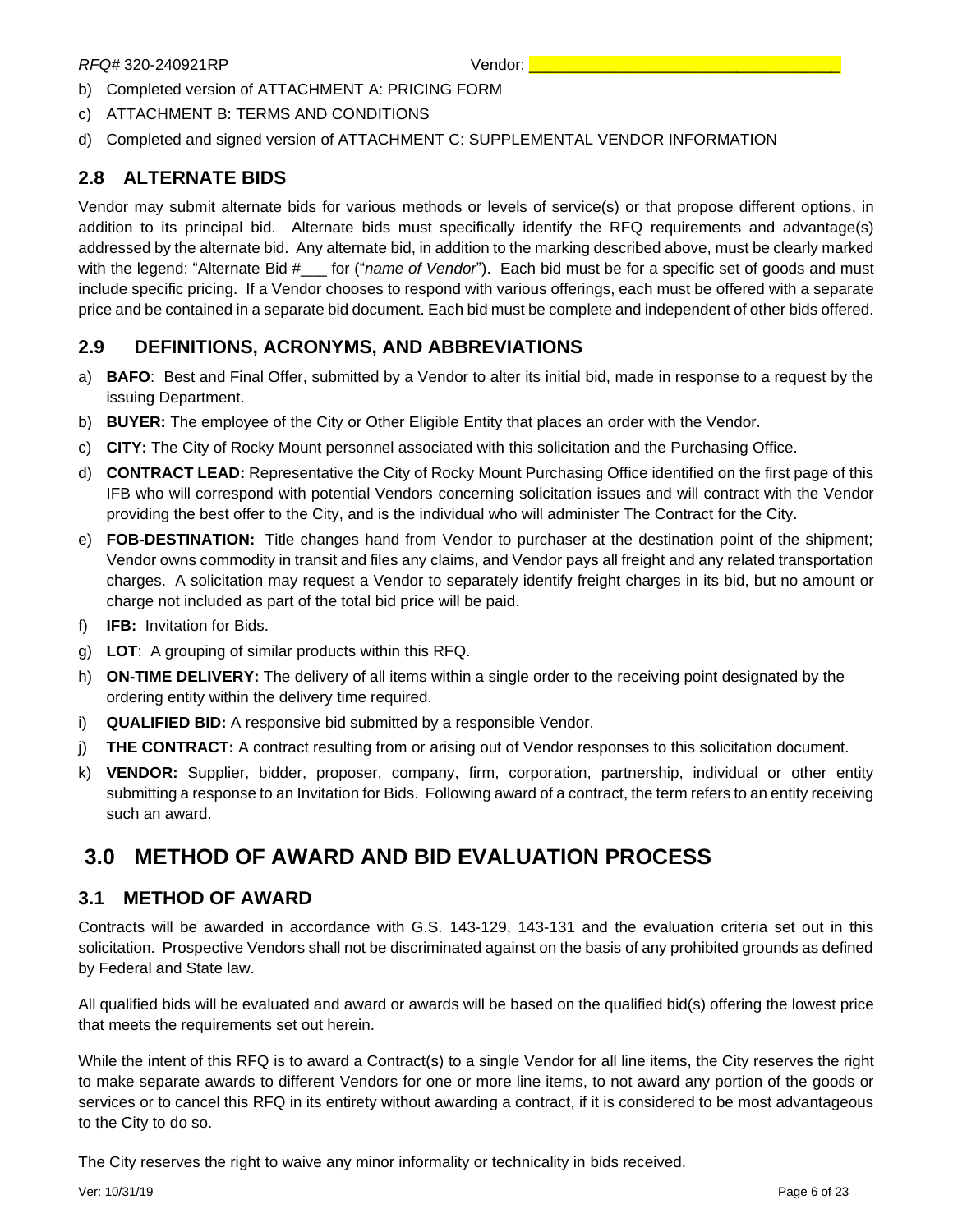b) Completed version of ATTACHMENT A: PRICING FORM
c) ATTACHMENT B: TERMS AND CONDITIONS
d) Completed and signed version of ATTACHMENT C: SUPPLEMENTAL VENDOR INFORMATION

## 2.8 ALTERNATE BIDS

Vendor may submit alternate bids for various methods or levels of service(s) or that propose different options, in addition to its principal bid. Alternate bids must specifically identify the RFQ requirements and advantage(s) addressed by the alternate bid. Any alternate bid, in addition to the marking described above, must be clearly marked with the legend: "Alternate Bid #___ for ("*name of Vendor*"). Each bid must be for a specific set of goods and must include specific pricing. If a Vendor chooses to respond with various offerings, each must be offered with a separate price and be contained in a separate bid document. Each bid must be complete and independent of other bids offered.

## 2.9 DEFINITIONS, ACRONYMS, AND ABBREVIATIONS

a) **BAFO**: Best and Final Offer, submitted by a Vendor to alter its initial bid, made in response to a request by the issuing Department.
b) **BUYER:** The employee of the City or Other Eligible Entity that places an order with the Vendor.
c) **CITY:** The City of Rocky Mount personnel associated with this solicitation and the Purchasing Office.
d) **CONTRACT LEAD:** Representative the City of Rocky Mount Purchasing Office identified on the first page of this IFB who will correspond with potential Vendors concerning solicitation issues and will contract with the Vendor providing the best offer to the City, and is the individual who will administer The Contract for the City.
e) **FOB-DESTINATION:** Title changes hand from Vendor to purchaser at the destination point of the shipment; Vendor owns commodity in transit and files any claims, and Vendor pays all freight and any related transportation charges. A solicitation may request a Vendor to separately identify freight charges in its bid, but no amount or charge not included as part of the total bid price will be paid.
f) **IFB:** Invitation for Bids.
g) **LOT**: A grouping of similar products within this RFQ.
h) **ON-TIME DELIVERY:** The delivery of all items within a single order to the receiving point designated by the ordering entity within the delivery time required.
i) **QUALIFIED BID:** A responsive bid submitted by a responsible Vendor.
j) **THE CONTRACT:** A contract resulting from or arising out of Vendor responses to this solicitation document.
k) **VENDOR:** Supplier, bidder, proposer, company, firm, corporation, partnership, individual or other entity submitting a response to an Invitation for Bids. Following award of a contract, the term refers to an entity receiving such an award.

# 3.0 METHOD OF AWARD AND BID EVALUATION PROCESS

## 3.1 METHOD OF AWARD

Contracts will be awarded in accordance with G.S. 143-129, 143-131 and the evaluation criteria set out in this solicitation. Prospective Vendors shall not be discriminated against on the basis of any prohibited grounds as defined by Federal and State law.

All qualified bids will be evaluated and award or awards will be based on the qualified bid(s) offering the lowest price that meets the requirements set out herein.

While the intent of this RFQ is to award a Contract(s) to a single Vendor for all line items, the City reserves the right to make separate awards to different Vendors for one or more line items, to not award any portion of the goods or services or to cancel this RFQ in its entirety without awarding a contract, if it is considered to be most advantageous to the City to do so.

The City reserves the right to waive any minor informality or technicality in bids received.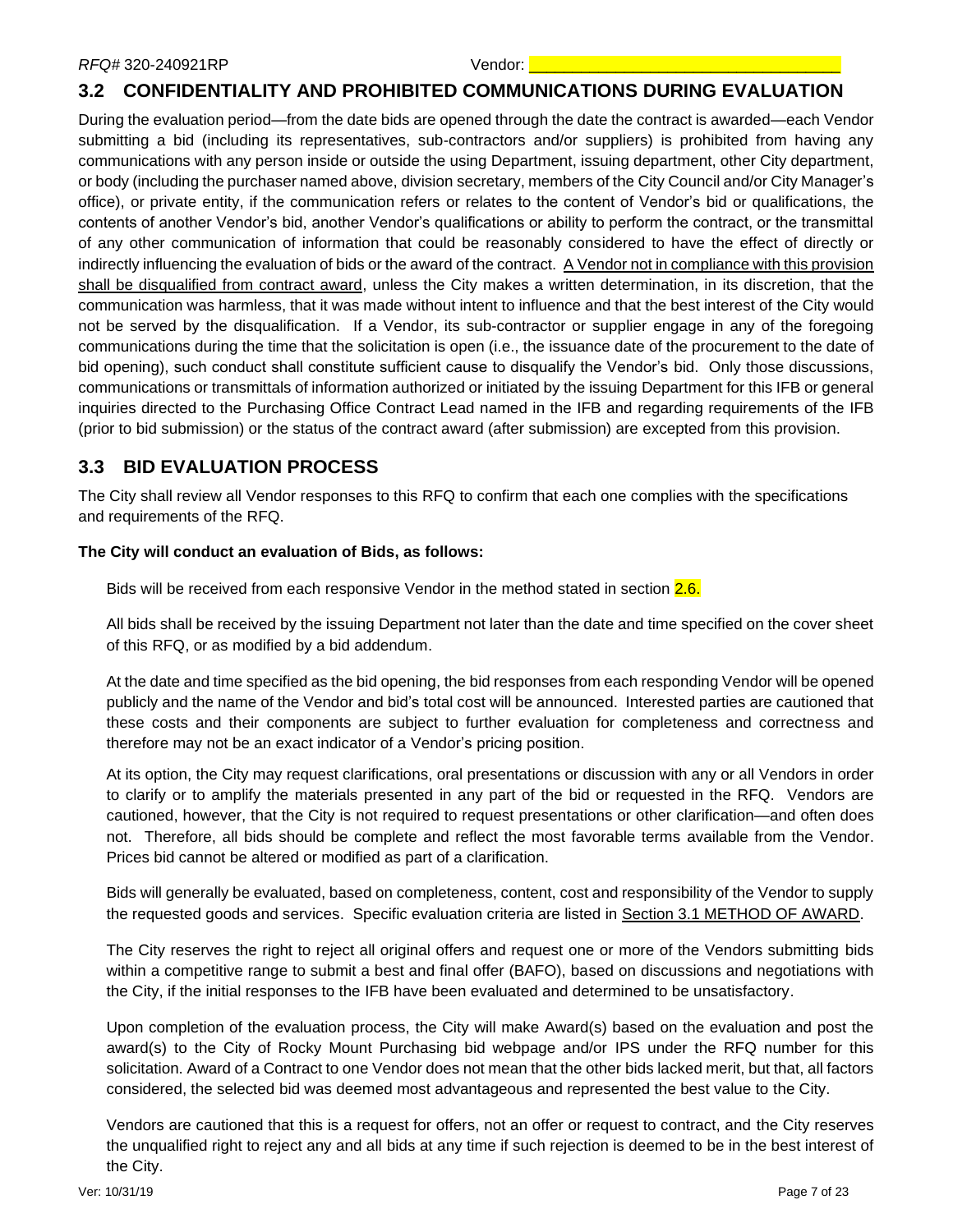## 3.2 CONFIDENTIALITY AND PROHIBITED COMMUNICATIONS DURING EVALUATION

During the evaluation period—from the date bids are opened through the date the contract is awarded—each Vendor submitting a bid (including its representatives, sub-contractors and/or suppliers) is prohibited from having any communications with any person inside or outside the using Department, issuing department, other City department, or body (including the purchaser named above, division secretary, members of the City Council and/or City Manager's office), or private entity, if the communication refers or relates to the content of Vendor's bid or qualifications, the contents of another Vendor's bid, another Vendor's qualifications or ability to perform the contract, or the transmittal of any other communication of information that could be reasonably considered to have the effect of directly or indirectly influencing the evaluation of bids or the award of the contract. A Vendor not in compliance with this provision shall be disqualified from contract award, unless the City makes a written determination, in its discretion, that the communication was harmless, that it was made without intent to influence and that the best interest of the City would not be served by the disqualification. If a Vendor, its sub-contractor or supplier engage in any of the foregoing communications during the time that the solicitation is open (i.e., the issuance date of the procurement to the date of bid opening), such conduct shall constitute sufficient cause to disqualify the Vendor's bid. Only those discussions, communications or transmittals of information authorized or initiated by the issuing Department for this IFB or general inquiries directed to the Purchasing Office Contract Lead named in the IFB and regarding requirements of the IFB (prior to bid submission) or the status of the contract award (after submission) are excepted from this provision.

## 3.3 BID EVALUATION PROCESS

The City shall review all Vendor responses to this RFQ to confirm that each one complies with the specifications and requirements of the RFQ.

**The City will conduct an evaluation of Bids, as follows:**

Bids will be received from each responsive Vendor in the method stated in section 2.6.

All bids shall be received by the issuing Department not later than the date and time specified on the cover sheet of this RFQ, or as modified by a bid addendum.

At the date and time specified as the bid opening, the bid responses from each responding Vendor will be opened publicly and the name of the Vendor and bid's total cost will be announced. Interested parties are cautioned that these costs and their components are subject to further evaluation for completeness and correctness and therefore may not be an exact indicator of a Vendor's pricing position.

At its option, the City may request clarifications, oral presentations or discussion with any or all Vendors in order to clarify or to amplify the materials presented in any part of the bid or requested in the RFQ. Vendors are cautioned, however, that the City is not required to request presentations or other clarification—and often does not. Therefore, all bids should be complete and reflect the most favorable terms available from the Vendor. Prices bid cannot be altered or modified as part of a clarification.

Bids will generally be evaluated, based on completeness, content, cost and responsibility of the Vendor to supply the requested goods and services. Specific evaluation criteria are listed in Section 3.1 METHOD OF AWARD.

The City reserves the right to reject all original offers and request one or more of the Vendors submitting bids within a competitive range to submit a best and final offer (BAFO), based on discussions and negotiations with the City, if the initial responses to the IFB have been evaluated and determined to be unsatisfactory.

Upon completion of the evaluation process, the City will make Award(s) based on the evaluation and post the award(s) to the City of Rocky Mount Purchasing bid webpage and/or IPS under the RFQ number for this solicitation. Award of a Contract to one Vendor does not mean that the other bids lacked merit, but that, all factors considered, the selected bid was deemed most advantageous and represented the best value to the City.

Vendors are cautioned that this is a request for offers, not an offer or request to contract, and the City reserves the unqualified right to reject any and all bids at any time if such rejection is deemed to be in the best interest of the City.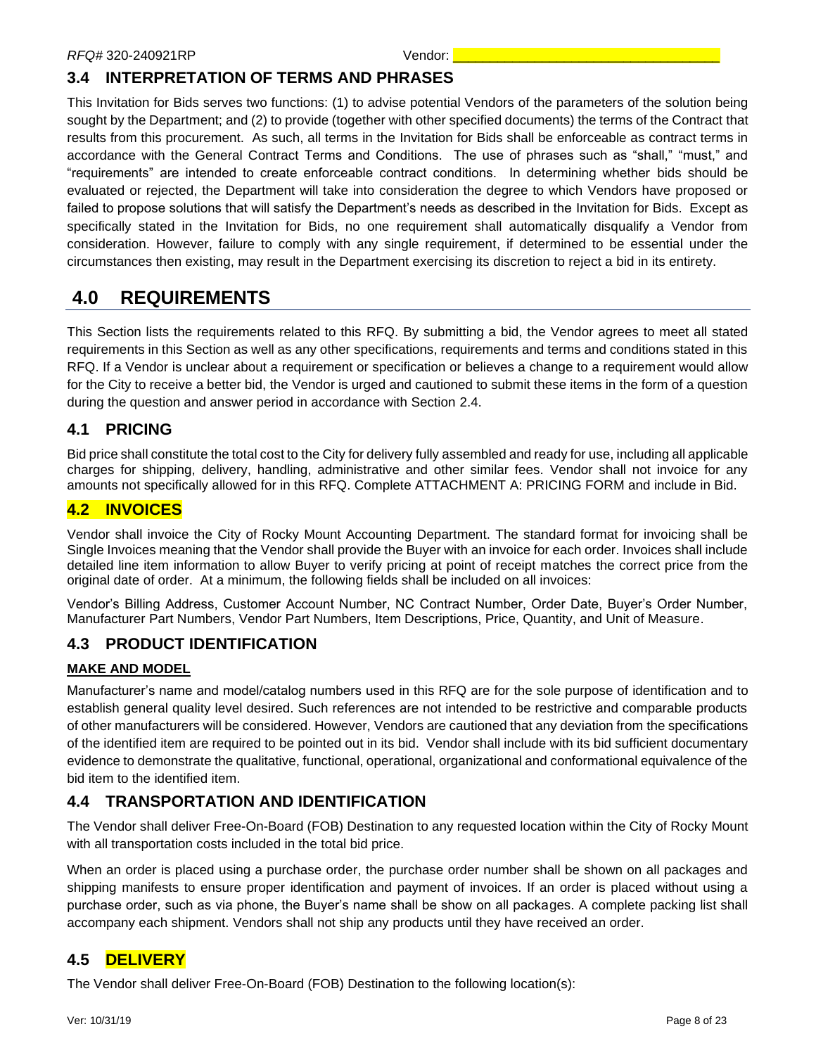## 3.4 INTERPRETATION OF TERMS AND PHRASES

This Invitation for Bids serves two functions: (1) to advise potential Vendors of the parameters of the solution being sought by the Department; and (2) to provide (together with other specified documents) the terms of the Contract that results from this procurement. As such, all terms in the Invitation for Bids shall be enforceable as contract terms in accordance with the General Contract Terms and Conditions. The use of phrases such as "shall," "must," and "requirements" are intended to create enforceable contract conditions. In determining whether bids should be evaluated or rejected, the Department will take into consideration the degree to which Vendors have proposed or failed to propose solutions that will satisfy the Department's needs as described in the Invitation for Bids. Except as specifically stated in the Invitation for Bids, no one requirement shall automatically disqualify a Vendor from consideration. However, failure to comply with any single requirement, if determined to be essential under the circumstances then existing, may result in the Department exercising its discretion to reject a bid in its entirety.

# 4.0 REQUIREMENTS

This Section lists the requirements related to this RFQ. By submitting a bid, the Vendor agrees to meet all stated requirements in this Section as well as any other specifications, requirements and terms and conditions stated in this RFQ. If a Vendor is unclear about a requirement or specification or believes a change to a requirement would allow for the City to receive a better bid, the Vendor is urged and cautioned to submit these items in the form of a question during the question and answer period in accordance with Section 2.4.

## 4.1 PRICING

Bid price shall constitute the total cost to the City for delivery fully assembled and ready for use, including all applicable charges for shipping, delivery, handling, administrative and other similar fees. Vendor shall not invoice for any amounts not specifically allowed for in this RFQ. Complete ATTACHMENT A: PRICING FORM and include in Bid.

## 4.2 INVOICES

Vendor shall invoice the City of Rocky Mount Accounting Department. The standard format for invoicing shall be Single Invoices meaning that the Vendor shall provide the Buyer with an invoice for each order. Invoices shall include detailed line item information to allow Buyer to verify pricing at point of receipt matches the correct price from the original date of order. At a minimum, the following fields shall be included on all invoices:

Vendor's Billing Address, Customer Account Number, NC Contract Number, Order Date, Buyer's Order Number, Manufacturer Part Numbers, Vendor Part Numbers, Item Descriptions, Price, Quantity, and Unit of Measure.

## 4.3 PRODUCT IDENTIFICATION

**MAKE AND MODEL**

Manufacturer's name and model/catalog numbers used in this RFQ are for the sole purpose of identification and to establish general quality level desired. Such references are not intended to be restrictive and comparable products of other manufacturers will be considered. However, Vendors are cautioned that any deviation from the specifications of the identified item are required to be pointed out in its bid. Vendor shall include with its bid sufficient documentary evidence to demonstrate the qualitative, functional, operational, organizational and conformational equivalence of the bid item to the identified item.

## 4.4 TRANSPORTATION AND IDENTIFICATION

The Vendor shall deliver Free-On-Board (FOB) Destination to any requested location within the City of Rocky Mount with all transportation costs included in the total bid price.

When an order is placed using a purchase order, the purchase order number shall be shown on all packages and shipping manifests to ensure proper identification and payment of invoices. If an order is placed without using a purchase order, such as via phone, the Buyer's name shall be show on all packages. A complete packing list shall accompany each shipment. Vendors shall not ship any products until they have received an order.

## 4.5 DELIVERY

The Vendor shall deliver Free-On-Board (FOB) Destination to the following location(s):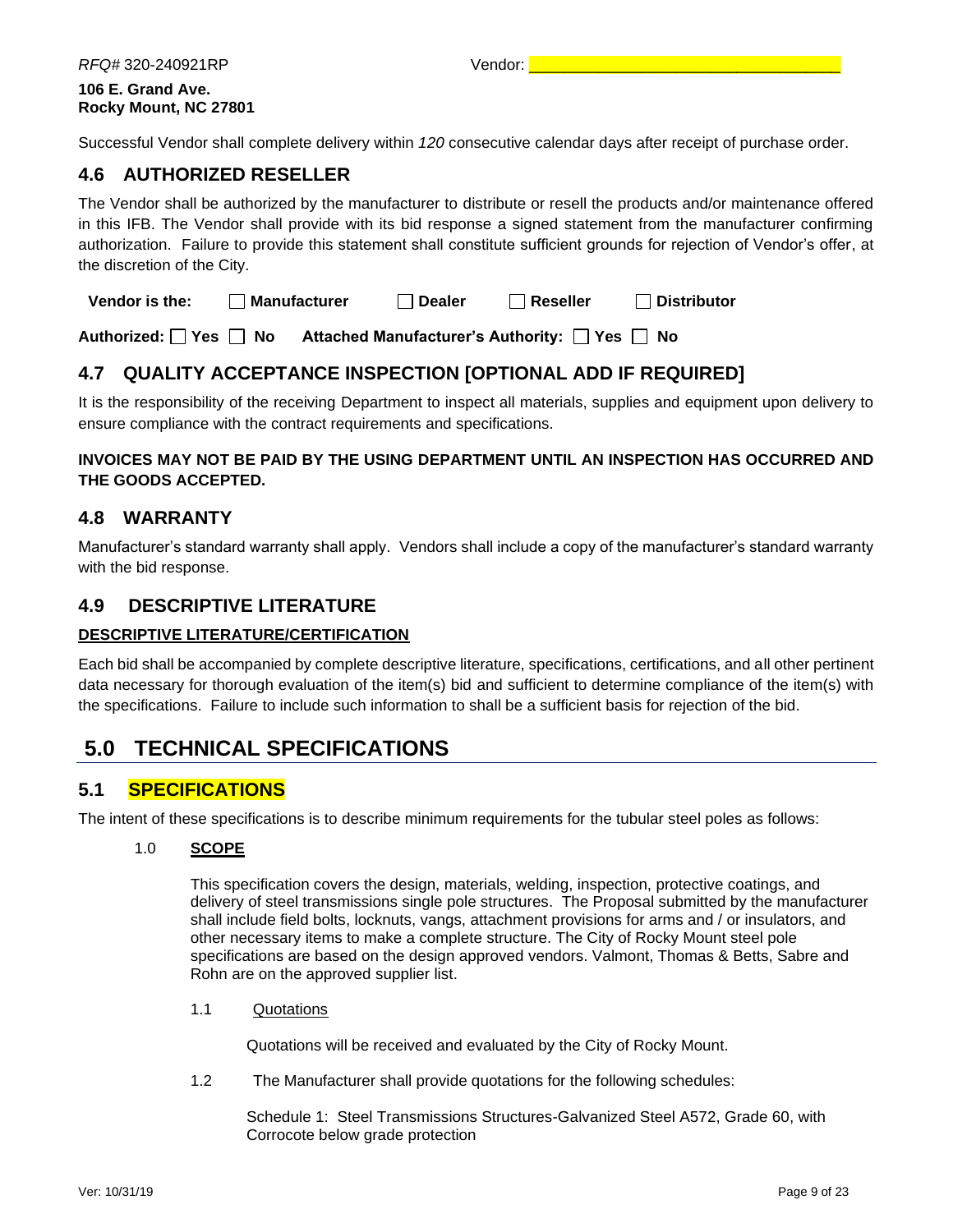Successful Vendor shall complete delivery within *120* consecutive calendar days after receipt of purchase order.

## 4.6 AUTHORIZED RESELLER

The Vendor shall be authorized by the manufacturer to distribute or resell the products and/or maintenance offered in this IFB. The Vendor shall provide with its bid response a signed statement from the manufacturer confirming authorization. Failure to provide this statement shall constitute sufficient grounds for rejection of Vendor's offer, at the discretion of the City.

**Vendor is the:** ☐ **Manufacturer** ☐ **Dealer** ☐ **Reseller** ☐ **Distributor**

**Authorized:** ☐ **Yes** ☐ **No** **Attached Manufacturer's Authority:** ☐ **Yes** ☐ **No**

## 4.7 QUALITY ACCEPTANCE INSPECTION [OPTIONAL ADD IF REQUIRED]

It is the responsibility of the receiving Department to inspect all materials, supplies and equipment upon delivery to ensure compliance with the contract requirements and specifications.

**INVOICES MAY NOT BE PAID BY THE USING DEPARTMENT UNTIL AN INSPECTION HAS OCCURRED AND THE GOODS ACCEPTED.**

## 4.8 WARRANTY

Manufacturer's standard warranty shall apply. Vendors shall include a copy of the manufacturer's standard warranty with the bid response.

## 4.9 DESCRIPTIVE LITERATURE

**DESCRIPTIVE LITERATURE/CERTIFICATION**

Each bid shall be accompanied by complete descriptive literature, specifications, certifications, and all other pertinent data necessary for thorough evaluation of the item(s) bid and sufficient to determine compliance of the item(s) with the specifications. Failure to include such information to shall be a sufficient basis for rejection of the bid.

# 5.0 TECHNICAL SPECIFICATIONS

## 5.1 SPECIFICATIONS

The intent of these specifications is to describe minimum requirements for the tubular steel poles as follows:

1.0 **SCOPE**

This specification covers the design, materials, welding, inspection, protective coatings, and delivery of steel transmissions single pole structures. The Proposal submitted by the manufacturer shall include field bolts, locknuts, vangs, attachment provisions for arms and / or insulators, and other necessary items to make a complete structure. The City of Rocky Mount steel pole specifications are based on the design approved vendors. Valmont, Thomas & Betts, Sabre and Rohn are on the approved supplier list.

1.1 Quotations

Quotations will be received and evaluated by the City of Rocky Mount.

1.2 The Manufacturer shall provide quotations for the following schedules:

Schedule 1: Steel Transmissions Structures-Galvanized Steel A572, Grade 60, with Corrocote below grade protection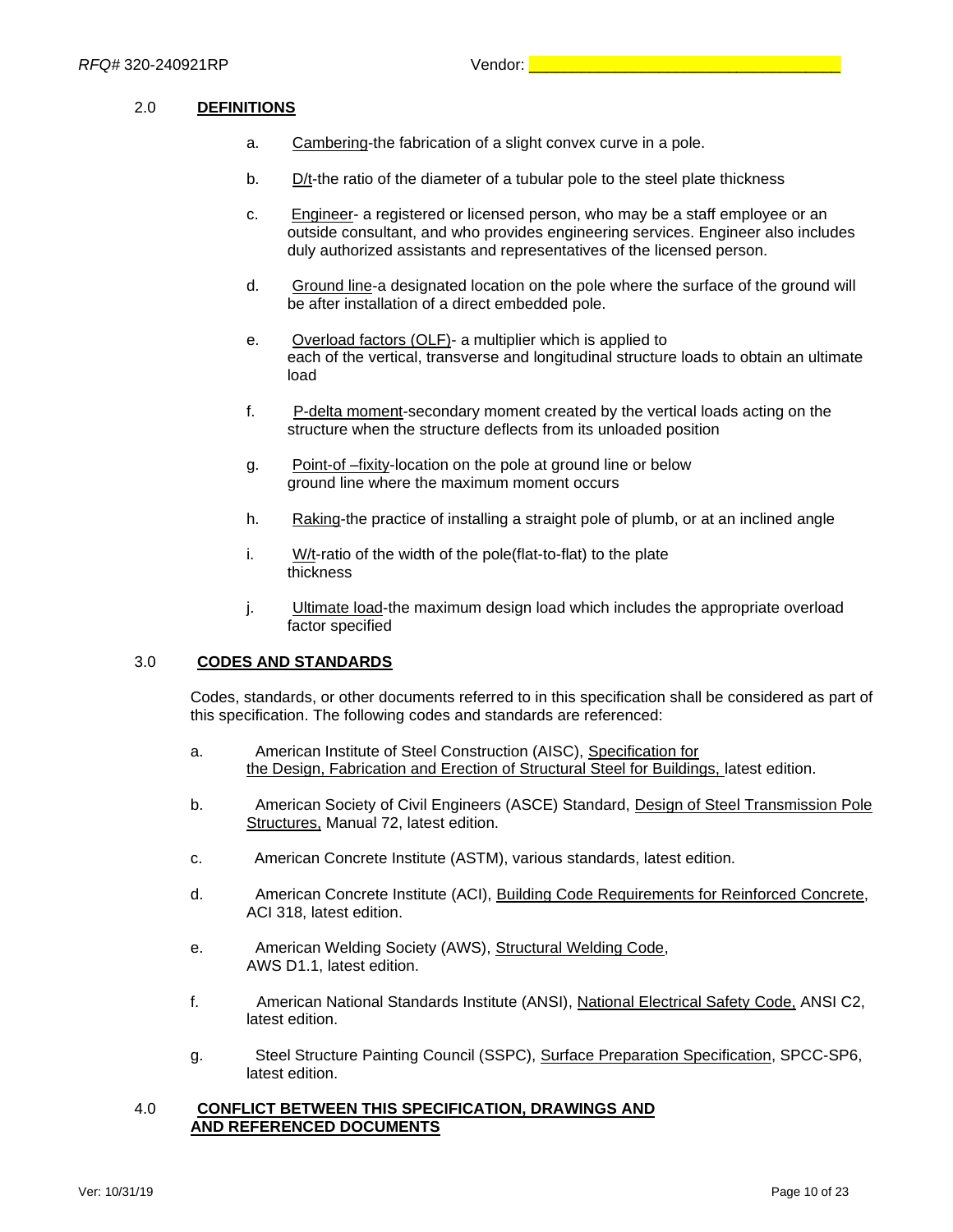## 2.0 DEFINITIONS

a. Cambering-the fabrication of a slight convex curve in a pole.

b. D/t-the ratio of the diameter of a tubular pole to the steel plate thickness

c. Engineer- a registered or licensed person, who may be a staff employee or an outside consultant, and who provides engineering services. Engineer also includes duly authorized assistants and representatives of the licensed person.

d. Ground line-a designated location on the pole where the surface of the ground will be after installation of a direct embedded pole.

e. Overload factors (OLF)- a multiplier which is applied to each of the vertical, transverse and longitudinal structure loads to obtain an ultimate load

f. P-delta moment-secondary moment created by the vertical loads acting on the structure when the structure deflects from its unloaded position

g. Point-of –fixity-location on the pole at ground line or below ground line where the maximum moment occurs

h. Raking-the practice of installing a straight pole of plumb, or at an inclined angle

i. W/t-ratio of the width of the pole(flat-to-flat) to the plate thickness

j. Ultimate load-the maximum design load which includes the appropriate overload factor specified

## 3.0 CODES AND STANDARDS

Codes, standards, or other documents referred to in this specification shall be considered as part of this specification. The following codes and standards are referenced:

a. American Institute of Steel Construction (AISC), Specification for the Design, Fabrication and Erection of Structural Steel for Buildings, latest edition.

b. American Society of Civil Engineers (ASCE) Standard, Design of Steel Transmission Pole Structures, Manual 72, latest edition.

c. American Concrete Institute (ASTM), various standards, latest edition.

d. American Concrete Institute (ACI), Building Code Requirements for Reinforced Concrete, ACI 318, latest edition.

e. American Welding Society (AWS), Structural Welding Code, AWS D1.1, latest edition.

f. American National Standards Institute (ANSI), National Electrical Safety Code, ANSI C2, latest edition.

g. Steel Structure Painting Council (SSPC), Surface Preparation Specification, SPCC-SP6, latest edition.

## 4.0 CONFLICT BETWEEN THIS SPECIFICATION, DRAWINGS AND AND REFERENCED DOCUMENTS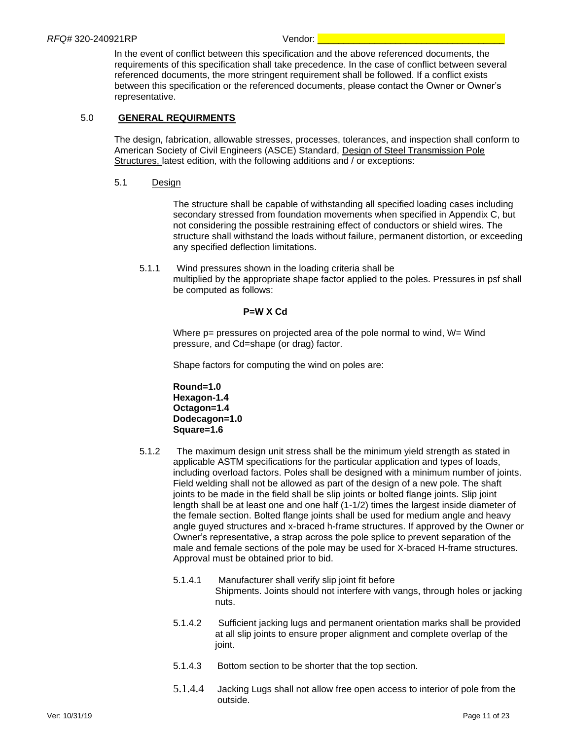In the event of conflict between this specification and the above referenced documents, the requirements of this specification shall take precedence. In the case of conflict between several referenced documents, the more stringent requirement shall be followed. If a conflict exists between this specification or the referenced documents, please contact the Owner or Owner's representative.

## 5.0 GENERAL REQUIRMENTS

The design, fabrication, allowable stresses, processes, tolerances, and inspection shall conform to American Society of Civil Engineers (ASCE) Standard, Design of Steel Transmission Pole Structures, latest edition, with the following additions and / or exceptions:

### 5.1 Design

The structure shall be capable of withstanding all specified loading cases including secondary stressed from foundation movements when specified in Appendix C, but not considering the possible restraining effect of conductors or shield wires. The structure shall withstand the loads without failure, permanent distortion, or exceeding any specified deflection limitations.

5.1.1 Wind pressures shown in the loading criteria shall be multiplied by the appropriate shape factor applied to the poles. Pressures in psf shall be computed as follows:

**P=W X Cd**

Where p= pressures on projected area of the pole normal to wind, W= Wind pressure, and Cd=shape (or drag) factor.

Shape factors for computing the wind on poles are:

**Round=1.0**
**Hexagon-1.4**
**Octagon=1.4**
**Dodecagon=1.0**
**Square=1.6**

5.1.2 The maximum design unit stress shall be the minimum yield strength as stated in applicable ASTM specifications for the particular application and types of loads, including overload factors. Poles shall be designed with a minimum number of joints. Field welding shall not be allowed as part of the design of a new pole. The shaft joints to be made in the field shall be slip joints or bolted flange joints. Slip joint length shall be at least one and one half (1-1/2) times the largest inside diameter of the female section. Bolted flange joints shall be used for medium angle and heavy angle guyed structures and x-braced h-frame structures. If approved by the Owner or Owner's representative, a strap across the pole splice to prevent separation of the male and female sections of the pole may be used for X-braced H-frame structures. Approval must be obtained prior to bid.

5.1.4.1 Manufacturer shall verify slip joint fit before Shipments. Joints should not interfere with vangs, through holes or jacking nuts.

5.1.4.2 Sufficient jacking lugs and permanent orientation marks shall be provided at all slip joints to ensure proper alignment and complete overlap of the joint.

5.1.4.3 Bottom section to be shorter that the top section.

5.1.4.4 Jacking Lugs shall not allow free open access to interior of pole from the outside.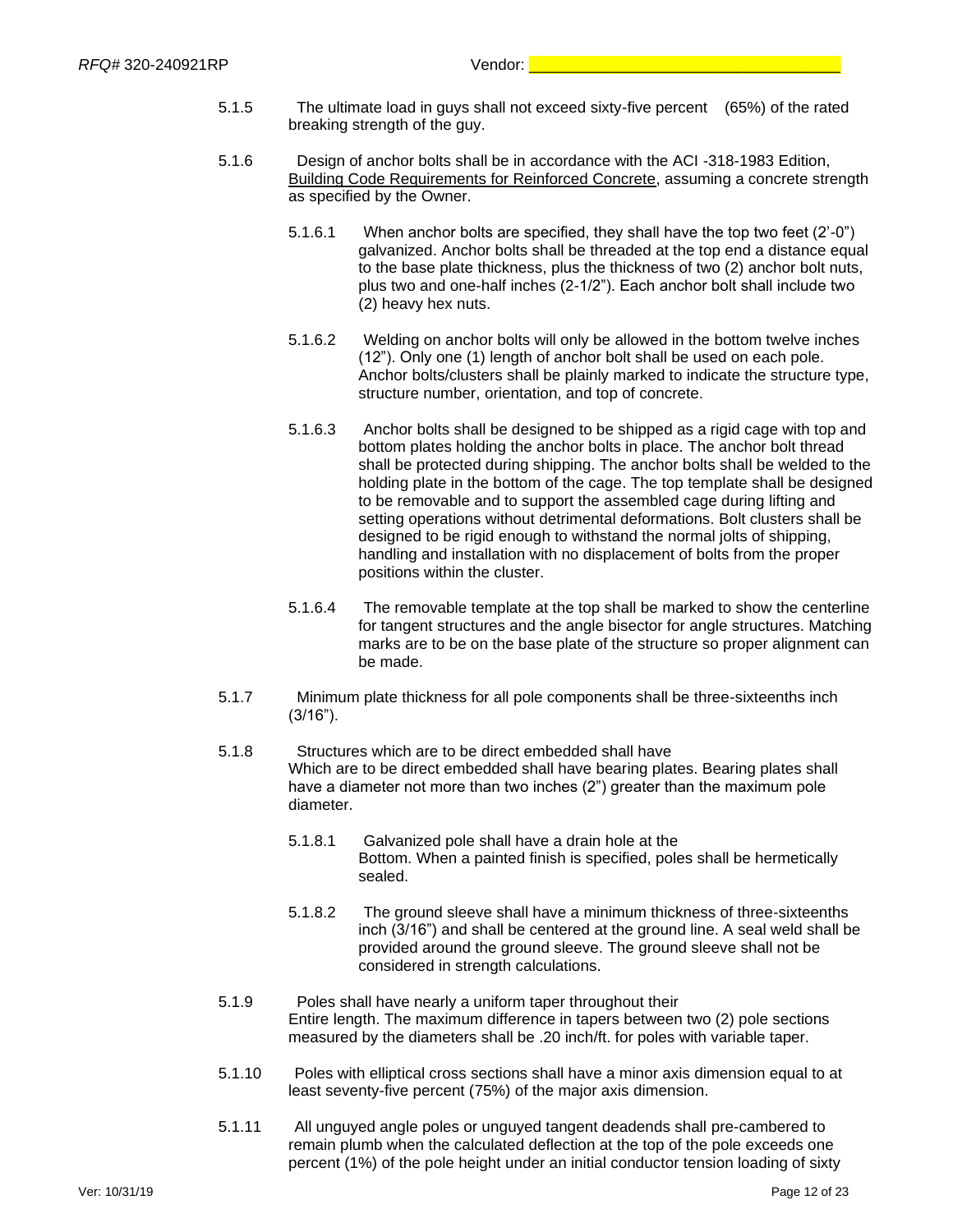5.1.5 The ultimate load in guys shall not exceed sixty-five percent (65%) of the rated breaking strength of the guy.

5.1.6 Design of anchor bolts shall be in accordance with the ACI -318-1983 Edition, Building Code Requirements for Reinforced Concrete, assuming a concrete strength as specified by the Owner.

5.1.6.1 When anchor bolts are specified, they shall have the top two feet (2'-0") galvanized. Anchor bolts shall be threaded at the top end a distance equal to the base plate thickness, plus the thickness of two (2) anchor bolt nuts, plus two and one-half inches (2-1/2"). Each anchor bolt shall include two (2) heavy hex nuts.

5.1.6.2 Welding on anchor bolts will only be allowed in the bottom twelve inches (12"). Only one (1) length of anchor bolt shall be used on each pole. Anchor bolts/clusters shall be plainly marked to indicate the structure type, structure number, orientation, and top of concrete.

5.1.6.3 Anchor bolts shall be designed to be shipped as a rigid cage with top and bottom plates holding the anchor bolts in place. The anchor bolt thread shall be protected during shipping. The anchor bolts shall be welded to the holding plate in the bottom of the cage. The top template shall be designed to be removable and to support the assembled cage during lifting and setting operations without detrimental deformations. Bolt clusters shall be designed to be rigid enough to withstand the normal jolts of shipping, handling and installation with no displacement of bolts from the proper positions within the cluster.

5.1.6.4 The removable template at the top shall be marked to show the centerline for tangent structures and the angle bisector for angle structures. Matching marks are to be on the base plate of the structure so proper alignment can be made.

5.1.7 Minimum plate thickness for all pole components shall be three-sixteenths inch (3/16").

5.1.8 Structures which are to be direct embedded shall have Which are to be direct embedded shall have bearing plates. Bearing plates shall have a diameter not more than two inches (2") greater than the maximum pole diameter.

5.1.8.1 Galvanized pole shall have a drain hole at the Bottom. When a painted finish is specified, poles shall be hermetically sealed.

5.1.8.2 The ground sleeve shall have a minimum thickness of three-sixteenths inch (3/16") and shall be centered at the ground line. A seal weld shall be provided around the ground sleeve. The ground sleeve shall not be considered in strength calculations.

5.1.9 Poles shall have nearly a uniform taper throughout their Entire length. The maximum difference in tapers between two (2) pole sections measured by the diameters shall be .20 inch/ft. for poles with variable taper.

5.1.10 Poles with elliptical cross sections shall have a minor axis dimension equal to at least seventy-five percent (75%) of the major axis dimension.

5.1.11 All unguyed angle poles or unguyed tangent deadends shall pre-cambered to remain plumb when the calculated deflection at the top of the pole exceeds one percent (1%) of the pole height under an initial conductor tension loading of sixty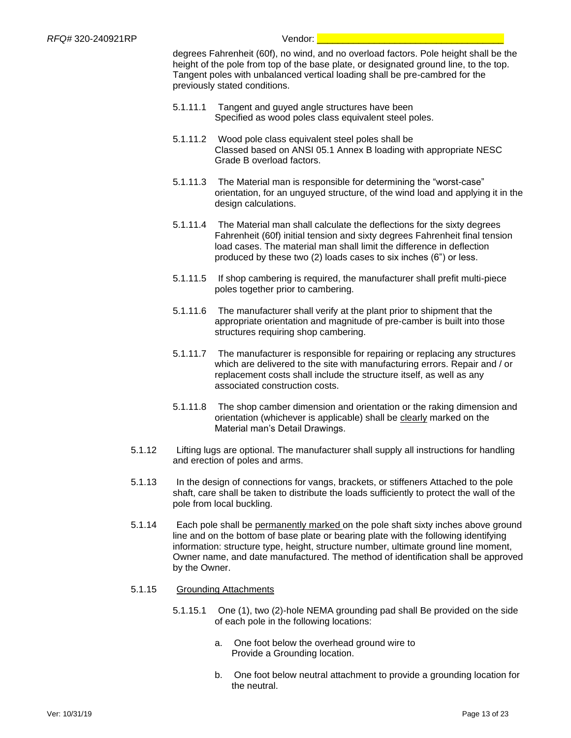degrees Fahrenheit (60f), no wind, and no overload factors. Pole height shall be the height of the pole from top of the base plate, or designated ground line, to the top. Tangent poles with unbalanced vertical loading shall be pre-cambred for the previously stated conditions.

5.1.11.1 Tangent and guyed angle structures have been Specified as wood poles class equivalent steel poles.

5.1.11.2 Wood pole class equivalent steel poles shall be Classed based on ANSI 05.1 Annex B loading with appropriate NESC Grade B overload factors.

5.1.11.3 The Material man is responsible for determining the "worst-case" orientation, for an unguyed structure, of the wind load and applying it in the design calculations.

5.1.11.4 The Material man shall calculate the deflections for the sixty degrees Fahrenheit (60f) initial tension and sixty degrees Fahrenheit final tension load cases. The material man shall limit the difference in deflection produced by these two (2) loads cases to six inches (6") or less.

5.1.11.5 If shop cambering is required, the manufacturer shall prefit multi-piece poles together prior to cambering.

5.1.11.6 The manufacturer shall verify at the plant prior to shipment that the appropriate orientation and magnitude of pre-camber is built into those structures requiring shop cambering.

5.1.11.7 The manufacturer is responsible for repairing or replacing any structures which are delivered to the site with manufacturing errors. Repair and / or replacement costs shall include the structure itself, as well as any associated construction costs.

5.1.11.8 The shop camber dimension and orientation or the raking dimension and orientation (whichever is applicable) shall be <u>clearly</u> marked on the Material man's Detail Drawings.

5.1.12 Lifting lugs are optional. The manufacturer shall supply all instructions for handling and erection of poles and arms.

5.1.13 In the design of connections for vangs, brackets, or stiffeners Attached to the pole shaft, care shall be taken to distribute the loads sufficiently to protect the wall of the pole from local buckling.

5.1.14 Each pole shall be <u>permanently marked</u> on the pole shaft sixty inches above ground line and on the bottom of base plate or bearing plate with the following identifying information: structure type, height, structure number, ultimate ground line moment, Owner name, and date manufactured. The method of identification shall be approved by the Owner.

5.1.15 <u>Grounding Attachments</u>

5.1.15.1 One (1), two (2)-hole NEMA grounding pad shall Be provided on the side of each pole in the following locations:

a. One foot below the overhead ground wire to Provide a Grounding location.

b. One foot below neutral attachment to provide a grounding location for the neutral.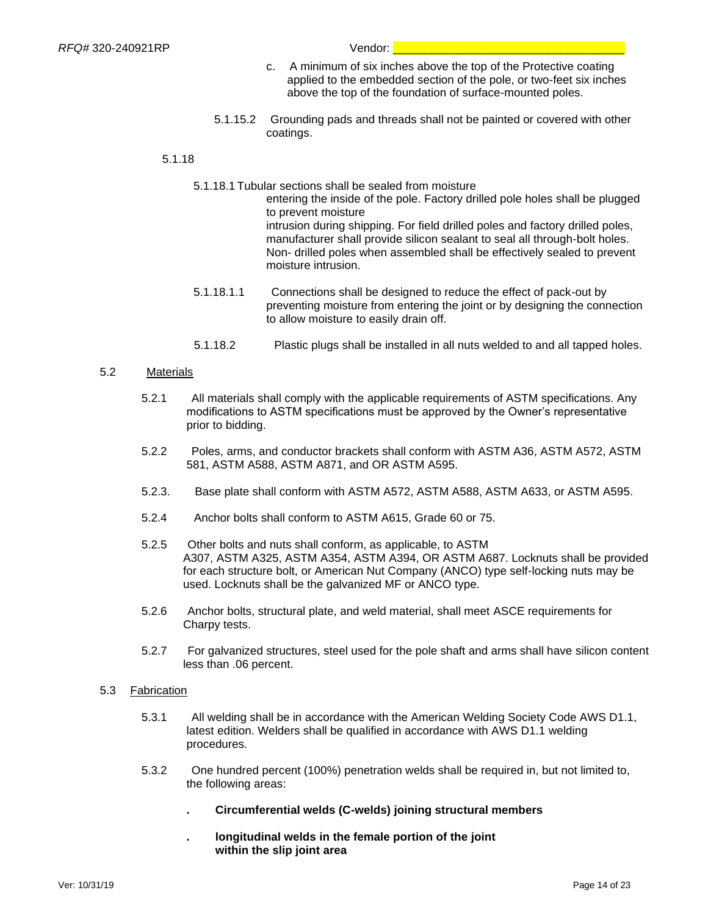c. A minimum of six inches above the top of the Protective coating applied to the embedded section of the pole, or two-feet six inches above the top of the foundation of surface-mounted poles.

5.1.15.2 Grounding pads and threads shall not be painted or covered with other coatings.

5.1.18

5.1.18.1 Tubular sections shall be sealed from moisture entering the inside of the pole. Factory drilled pole holes shall be plugged to prevent moisture intrusion during shipping. For field drilled poles and factory drilled poles, manufacturer shall provide silicon sealant to seal all through-bolt holes. Non- drilled poles when assembled shall be effectively sealed to prevent moisture intrusion.

5.1.18.1.1 Connections shall be designed to reduce the effect of pack-out by preventing moisture from entering the joint or by designing the connection to allow moisture to easily drain off.

5.1.18.2 Plastic plugs shall be installed in all nuts welded to and all tapped holes.

5.2 Materials

5.2.1 All materials shall comply with the applicable requirements of ASTM specifications. Any modifications to ASTM specifications must be approved by the Owner's representative prior to bidding.

5.2.2 Poles, arms, and conductor brackets shall conform with ASTM A36, ASTM A572, ASTM 581, ASTM A588, ASTM A871, and OR ASTM A595.

5.2.3. Base plate shall conform with ASTM A572, ASTM A588, ASTM A633, or ASTM A595.

5.2.4 Anchor bolts shall conform to ASTM A615, Grade 60 or 75.

5.2.5 Other bolts and nuts shall conform, as applicable, to ASTM A307, ASTM A325, ASTM A354, ASTM A394, OR ASTM A687. Locknuts shall be provided for each structure bolt, or American Nut Company (ANCO) type self-locking nuts may be used. Locknuts shall be the galvanized MF or ANCO type.

5.2.6 Anchor bolts, structural plate, and weld material, shall meet ASCE requirements for Charpy tests.

5.2.7 For galvanized structures, steel used for the pole shaft and arms shall have silicon content less than .06 percent.

5.3 Fabrication

5.3.1 All welding shall be in accordance with the American Welding Society Code AWS D1.1, latest edition. Welders shall be qualified in accordance with AWS D1.1 welding procedures.

5.3.2 One hundred percent (100%) penetration welds shall be required in, but not limited to, the following areas:

- **Circumferential welds (C-welds) joining structural members**
- **longitudinal welds in the female portion of the joint within the slip joint area**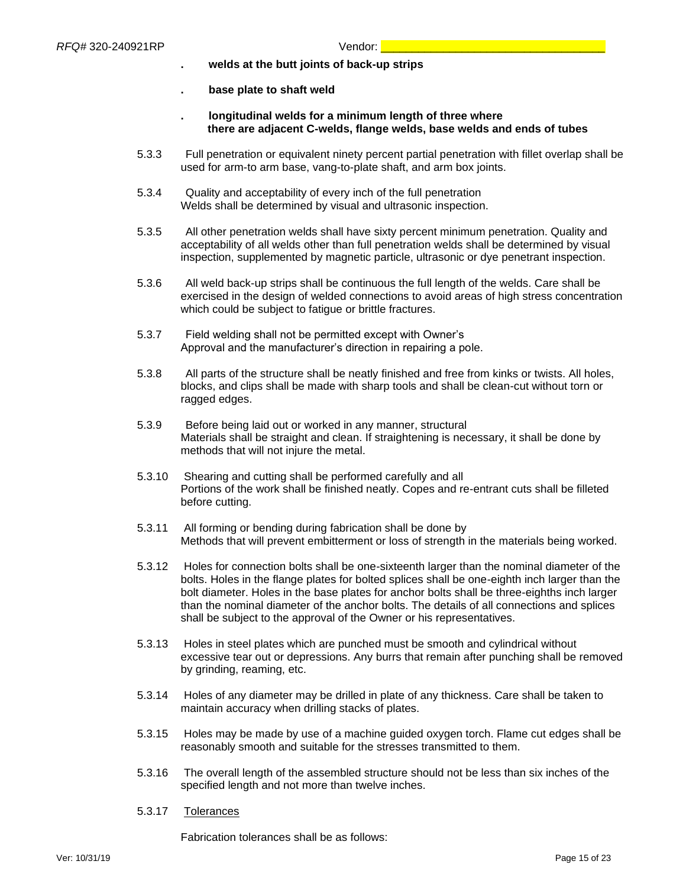- **welds at the butt joints of back-up strips**
- **base plate to shaft weld**
- **longitudinal welds for a minimum length of three where there are adjacent C-welds, flange welds, base welds and ends of tubes**

5.3.3 Full penetration or equivalent ninety percent partial penetration with fillet overlap shall be used for arm-to arm base, vang-to-plate shaft, and arm box joints.

5.3.4 Quality and acceptability of every inch of the full penetration Welds shall be determined by visual and ultrasonic inspection.

5.3.5 All other penetration welds shall have sixty percent minimum penetration. Quality and acceptability of all welds other than full penetration welds shall be determined by visual inspection, supplemented by magnetic particle, ultrasonic or dye penetrant inspection.

5.3.6 All weld back-up strips shall be continuous the full length of the welds. Care shall be exercised in the design of welded connections to avoid areas of high stress concentration which could be subject to fatigue or brittle fractures.

5.3.7 Field welding shall not be permitted except with Owner's Approval and the manufacturer's direction in repairing a pole.

5.3.8 All parts of the structure shall be neatly finished and free from kinks or twists. All holes, blocks, and clips shall be made with sharp tools and shall be clean-cut without torn or ragged edges.

5.3.9 Before being laid out or worked in any manner, structural Materials shall be straight and clean. If straightening is necessary, it shall be done by methods that will not injure the metal.

5.3.10 Shearing and cutting shall be performed carefully and all Portions of the work shall be finished neatly. Copes and re-entrant cuts shall be filleted before cutting.

5.3.11 All forming or bending during fabrication shall be done by Methods that will prevent embitterment or loss of strength in the materials being worked.

5.3.12 Holes for connection bolts shall be one-sixteenth larger than the nominal diameter of the bolts. Holes in the flange plates for bolted splices shall be one-eighth inch larger than the bolt diameter. Holes in the base plates for anchor bolts shall be three-eighths inch larger than the nominal diameter of the anchor bolts. The details of all connections and splices shall be subject to the approval of the Owner or his representatives.

5.3.13 Holes in steel plates which are punched must be smooth and cylindrical without excessive tear out or depressions. Any burrs that remain after punching shall be removed by grinding, reaming, etc.

5.3.14 Holes of any diameter may be drilled in plate of any thickness. Care shall be taken to maintain accuracy when drilling stacks of plates.

5.3.15 Holes may be made by use of a machine guided oxygen torch. Flame cut edges shall be reasonably smooth and suitable for the stresses transmitted to them.

5.3.16 The overall length of the assembled structure should not be less than six inches of the specified length and not more than twelve inches.

5.3.17 Tolerances

Fabrication tolerances shall be as follows: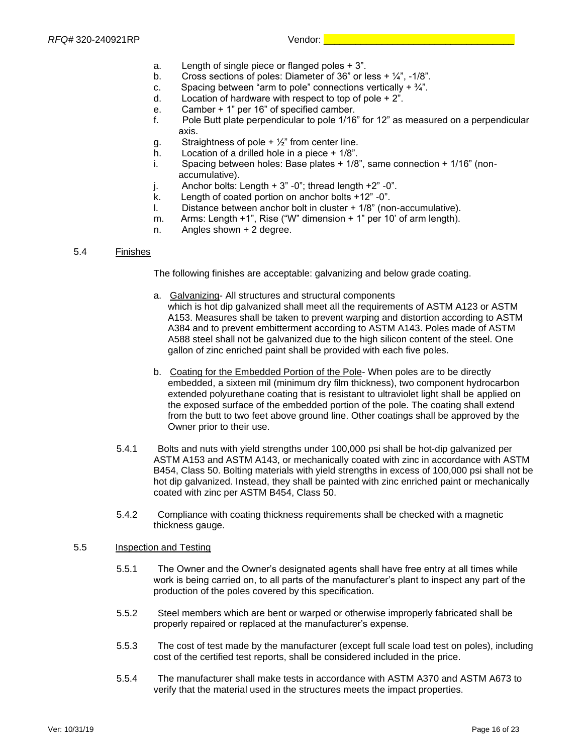a. Length of single piece or flanged poles + 3".
b. Cross sections of poles: Diameter of 36" or less + ¼", -1/8".
c. Spacing between "arm to pole" connections vertically + ¾".
d. Location of hardware with respect to top of pole + 2".
e. Camber + 1" per 16" of specified camber.
f. Pole Butt plate perpendicular to pole 1/16" for 12" as measured on a perpendicular axis.
g. Straightness of pole + ½" from center line.
h. Location of a drilled hole in a piece + 1/8".
i. Spacing between holes: Base plates + 1/8", same connection + 1/16" (non-accumulative).
j. Anchor bolts: Length + 3" -0"; thread length +2" -0".
k. Length of coated portion on anchor bolts +12" -0".
l. Distance between anchor bolt in cluster + 1/8" (non-accumulative).
m. Arms: Length +1", Rise ("W" dimension + 1" per 10' of arm length).
n. Angles shown + 2 degree.

5.4 Finishes

The following finishes are acceptable: galvanizing and below grade coating.

a. Galvanizing- All structures and structural components which is hot dip galvanized shall meet all the requirements of ASTM A123 or ASTM A153. Measures shall be taken to prevent warping and distortion according to ASTM A384 and to prevent embitterment according to ASTM A143. Poles made of ASTM A588 steel shall not be galvanized due to the high silicon content of the steel. One gallon of zinc enriched paint shall be provided with each five poles.

b. Coating for the Embedded Portion of the Pole- When poles are to be directly embedded, a sixteen mil (minimum dry film thickness), two component hydrocarbon extended polyurethane coating that is resistant to ultraviolet light shall be applied on the exposed surface of the embedded portion of the pole. The coating shall extend from the butt to two feet above ground line. Other coatings shall be approved by the Owner prior to their use.

5.4.1 Bolts and nuts with yield strengths under 100,000 psi shall be hot-dip galvanized per ASTM A153 and ASTM A143, or mechanically coated with zinc in accordance with ASTM B454, Class 50. Bolting materials with yield strengths in excess of 100,000 psi shall not be hot dip galvanized. Instead, they shall be painted with zinc enriched paint or mechanically coated with zinc per ASTM B454, Class 50.

5.4.2 Compliance with coating thickness requirements shall be checked with a magnetic thickness gauge.

5.5 Inspection and Testing

5.5.1 The Owner and the Owner's designated agents shall have free entry at all times while work is being carried on, to all parts of the manufacturer's plant to inspect any part of the production of the poles covered by this specification.

5.5.2 Steel members which are bent or warped or otherwise improperly fabricated shall be properly repaired or replaced at the manufacturer's expense.

5.5.3 The cost of test made by the manufacturer (except full scale load test on poles), including cost of the certified test reports, shall be considered included in the price.

5.5.4 The manufacturer shall make tests in accordance with ASTM A370 and ASTM A673 to verify that the material used in the structures meets the impact properties.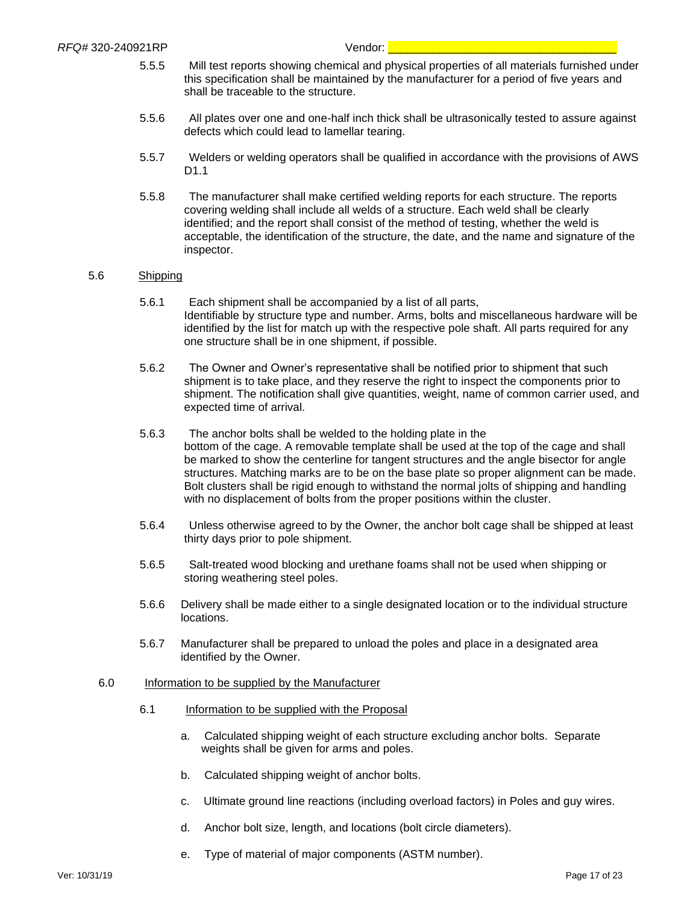5.5.5 Mill test reports showing chemical and physical properties of all materials furnished under this specification shall be maintained by the manufacturer for a period of five years and shall be traceable to the structure.

5.5.6 All plates over one and one-half inch thick shall be ultrasonically tested to assure against defects which could lead to lamellar tearing.

5.5.7 Welders or welding operators shall be qualified in accordance with the provisions of AWS D1.1

5.5.8 The manufacturer shall make certified welding reports for each structure. The reports covering welding shall include all welds of a structure. Each weld shall be clearly identified; and the report shall consist of the method of testing, whether the weld is acceptable, the identification of the structure, the date, and the name and signature of the inspector.

5.6 Shipping

5.6.1 Each shipment shall be accompanied by a list of all parts, Identifiable by structure type and number. Arms, bolts and miscellaneous hardware will be identified by the list for match up with the respective pole shaft. All parts required for any one structure shall be in one shipment, if possible.

5.6.2 The Owner and Owner's representative shall be notified prior to shipment that such shipment is to take place, and they reserve the right to inspect the components prior to shipment. The notification shall give quantities, weight, name of common carrier used, and expected time of arrival.

5.6.3 The anchor bolts shall be welded to the holding plate in the bottom of the cage. A removable template shall be used at the top of the cage and shall be marked to show the centerline for tangent structures and the angle bisector for angle structures. Matching marks are to be on the base plate so proper alignment can be made. Bolt clusters shall be rigid enough to withstand the normal jolts of shipping and handling with no displacement of bolts from the proper positions within the cluster.

5.6.4 Unless otherwise agreed to by the Owner, the anchor bolt cage shall be shipped at least thirty days prior to pole shipment.

5.6.5 Salt-treated wood blocking and urethane foams shall not be used when shipping or storing weathering steel poles.

5.6.6 Delivery shall be made either to a single designated location or to the individual structure locations.

5.6.7 Manufacturer shall be prepared to unload the poles and place in a designated area identified by the Owner.

6.0 Information to be supplied by the Manufacturer

6.1 Information to be supplied with the Proposal

a. Calculated shipping weight of each structure excluding anchor bolts. Separate weights shall be given for arms and poles.

b. Calculated shipping weight of anchor bolts.

c. Ultimate ground line reactions (including overload factors) in Poles and guy wires.

d. Anchor bolt size, length, and locations (bolt circle diameters).

e. Type of material of major components (ASTM number).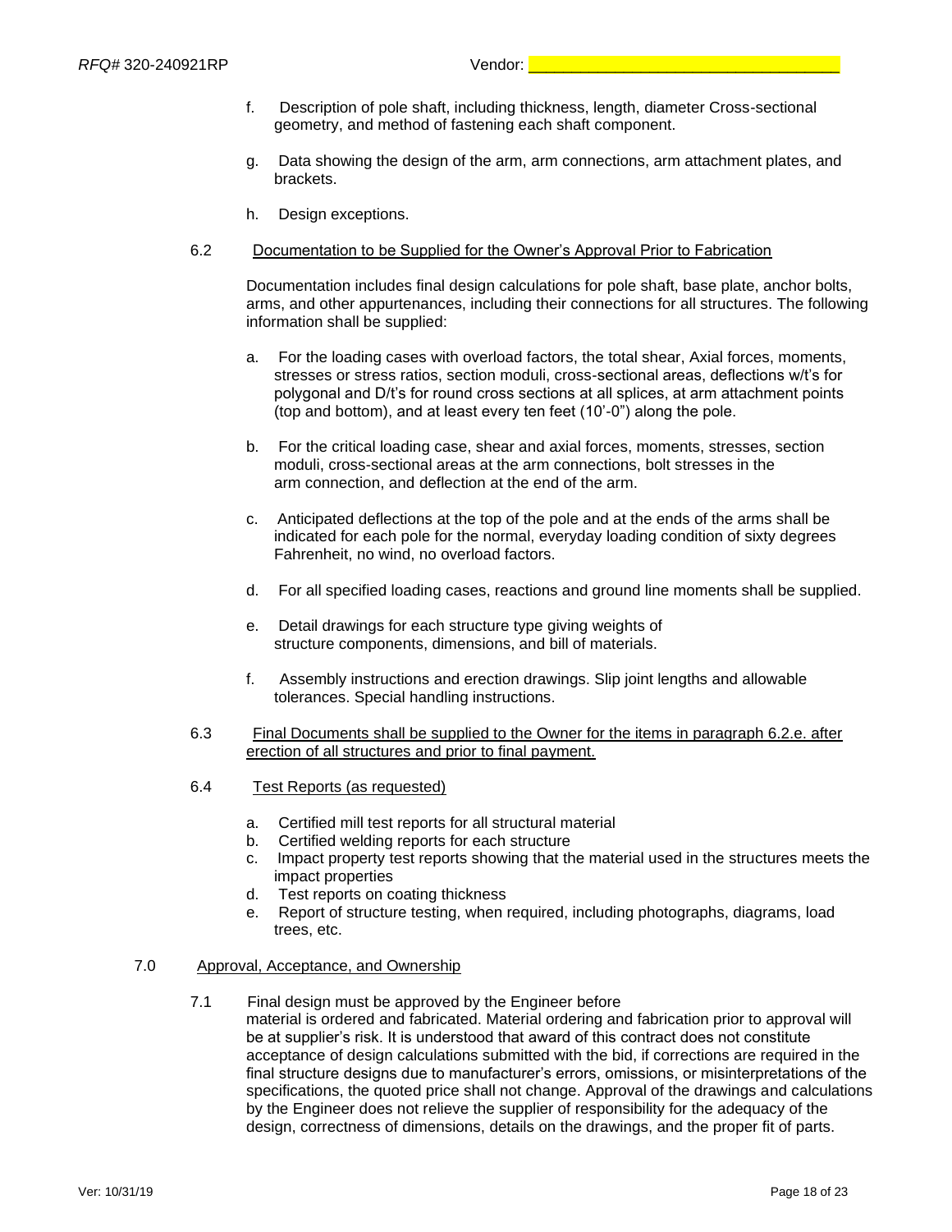f. Description of pole shaft, including thickness, length, diameter Cross-sectional geometry, and method of fastening each shaft component.

g. Data showing the design of the arm, arm connections, arm attachment plates, and brackets.

h. Design exceptions.

6.2 Documentation to be Supplied for the Owner's Approval Prior to Fabrication

Documentation includes final design calculations for pole shaft, base plate, anchor bolts, arms, and other appurtenances, including their connections for all structures. The following information shall be supplied:

a. For the loading cases with overload factors, the total shear, Axial forces, moments, stresses or stress ratios, section moduli, cross-sectional areas, deflections w/t's for polygonal and D/t's for round cross sections at all splices, at arm attachment points (top and bottom), and at least every ten feet (10'-0") along the pole.

b. For the critical loading case, shear and axial forces, moments, stresses, section moduli, cross-sectional areas at the arm connections, bolt stresses in the arm connection, and deflection at the end of the arm.

c. Anticipated deflections at the top of the pole and at the ends of the arms shall be indicated for each pole for the normal, everyday loading condition of sixty degrees Fahrenheit, no wind, no overload factors.

d. For all specified loading cases, reactions and ground line moments shall be supplied.

e. Detail drawings for each structure type giving weights of structure components, dimensions, and bill of materials.

f. Assembly instructions and erection drawings. Slip joint lengths and allowable tolerances. Special handling instructions.

6.3 Final Documents shall be supplied to the Owner for the items in paragraph 6.2.e. after erection of all structures and prior to final payment.

6.4 Test Reports (as requested)

a. Certified mill test reports for all structural material
b. Certified welding reports for each structure
c. Impact property test reports showing that the material used in the structures meets the impact properties
d. Test reports on coating thickness
e. Report of structure testing, when required, including photographs, diagrams, load trees, etc.

7.0 Approval, Acceptance, and Ownership

7.1 Final design must be approved by the Engineer before material is ordered and fabricated. Material ordering and fabrication prior to approval will be at supplier's risk. It is understood that award of this contract does not constitute acceptance of design calculations submitted with the bid, if corrections are required in the final structure designs due to manufacturer's errors, omissions, or misinterpretations of the specifications, the quoted price shall not change. Approval of the drawings and calculations by the Engineer does not relieve the supplier of responsibility for the adequacy of the design, correctness of dimensions, details on the drawings, and the proper fit of parts.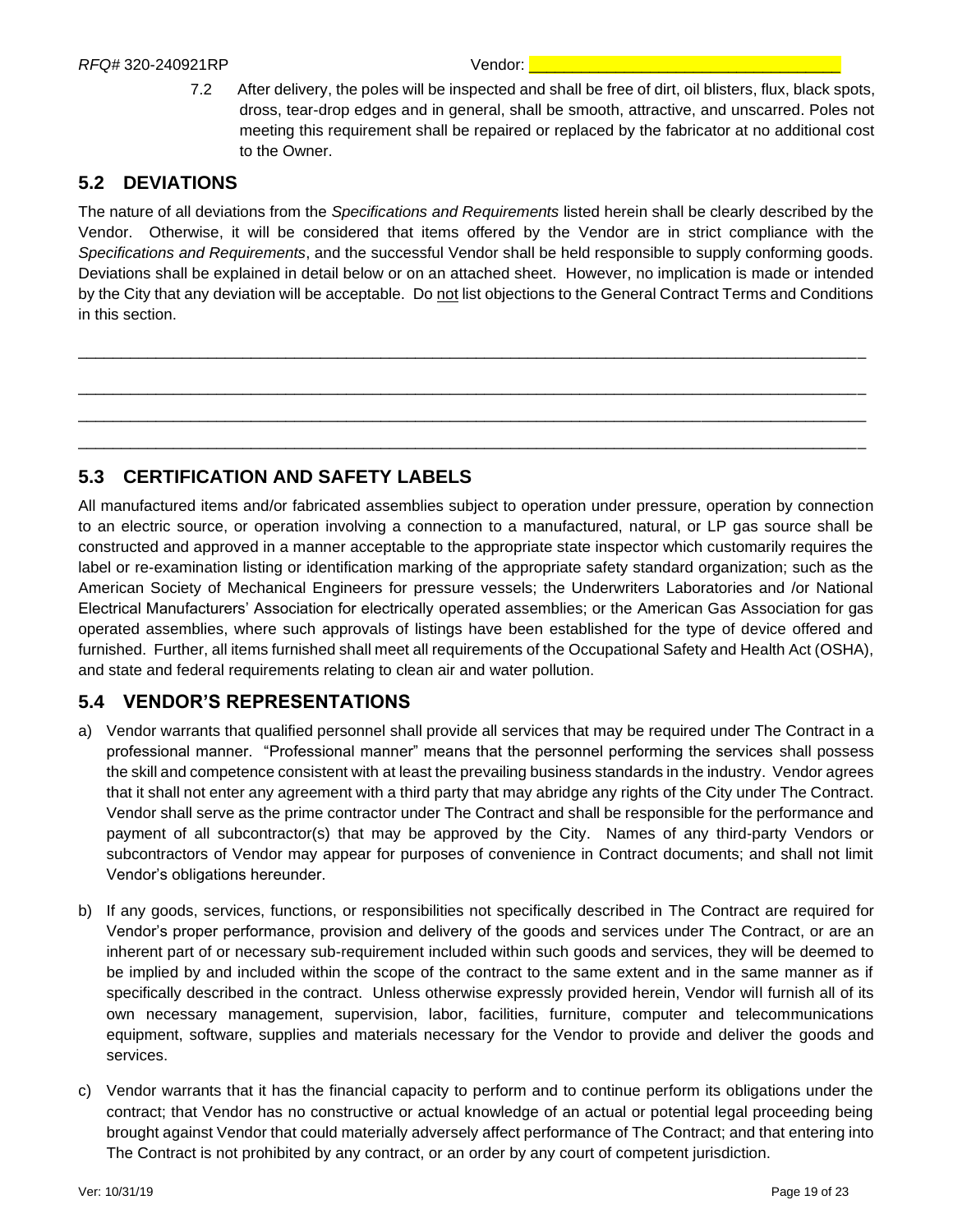7.2 After delivery, the poles will be inspected and shall be free of dirt, oil blisters, flux, black spots, dross, tear-drop edges and in general, shall be smooth, attractive, and unscarred. Poles not meeting this requirement shall be repaired or replaced by the fabricator at no additional cost to the Owner.

## 5.2 DEVIATIONS

The nature of all deviations from the *Specifications and Requirements* listed herein shall be clearly described by the Vendor. Otherwise, it will be considered that items offered by the Vendor are in strict compliance with the *Specifications and Requirements*, and the successful Vendor shall be held responsible to supply conforming goods. Deviations shall be explained in detail below or on an attached sheet. However, no implication is made or intended by the City that any deviation will be acceptable. Do <u>not</u> list objections to the General Contract Terms and Conditions in this section.

______________________________________________________________________________

______________________________________________________________________________

______________________________________________________________________________

______________________________________________________________________________

## 5.3 CERTIFICATION AND SAFETY LABELS

All manufactured items and/or fabricated assemblies subject to operation under pressure, operation by connection to an electric source, or operation involving a connection to a manufactured, natural, or LP gas source shall be constructed and approved in a manner acceptable to the appropriate state inspector which customarily requires the label or re-examination listing or identification marking of the appropriate safety standard organization; such as the American Society of Mechanical Engineers for pressure vessels; the Underwriters Laboratories and /or National Electrical Manufacturers' Association for electrically operated assemblies; or the American Gas Association for gas operated assemblies, where such approvals of listings have been established for the type of device offered and furnished. Further, all items furnished shall meet all requirements of the Occupational Safety and Health Act (OSHA), and state and federal requirements relating to clean air and water pollution.

## 5.4 VENDOR'S REPRESENTATIONS

a) Vendor warrants that qualified personnel shall provide all services that may be required under The Contract in a professional manner. "Professional manner" means that the personnel performing the services shall possess the skill and competence consistent with at least the prevailing business standards in the industry. Vendor agrees that it shall not enter any agreement with a third party that may abridge any rights of the City under The Contract. Vendor shall serve as the prime contractor under The Contract and shall be responsible for the performance and payment of all subcontractor(s) that may be approved by the City. Names of any third-party Vendors or subcontractors of Vendor may appear for purposes of convenience in Contract documents; and shall not limit Vendor's obligations hereunder.

b) If any goods, services, functions, or responsibilities not specifically described in The Contract are required for Vendor's proper performance, provision and delivery of the goods and services under The Contract, or are an inherent part of or necessary sub-requirement included within such goods and services, they will be deemed to be implied by and included within the scope of the contract to the same extent and in the same manner as if specifically described in the contract. Unless otherwise expressly provided herein, Vendor will furnish all of its own necessary management, supervision, labor, facilities, furniture, computer and telecommunications equipment, software, supplies and materials necessary for the Vendor to provide and deliver the goods and services.

c) Vendor warrants that it has the financial capacity to perform and to continue perform its obligations under the contract; that Vendor has no constructive or actual knowledge of an actual or potential legal proceeding being brought against Vendor that could materially adversely affect performance of The Contract; and that entering into The Contract is not prohibited by any contract, or an order by any court of competent jurisdiction.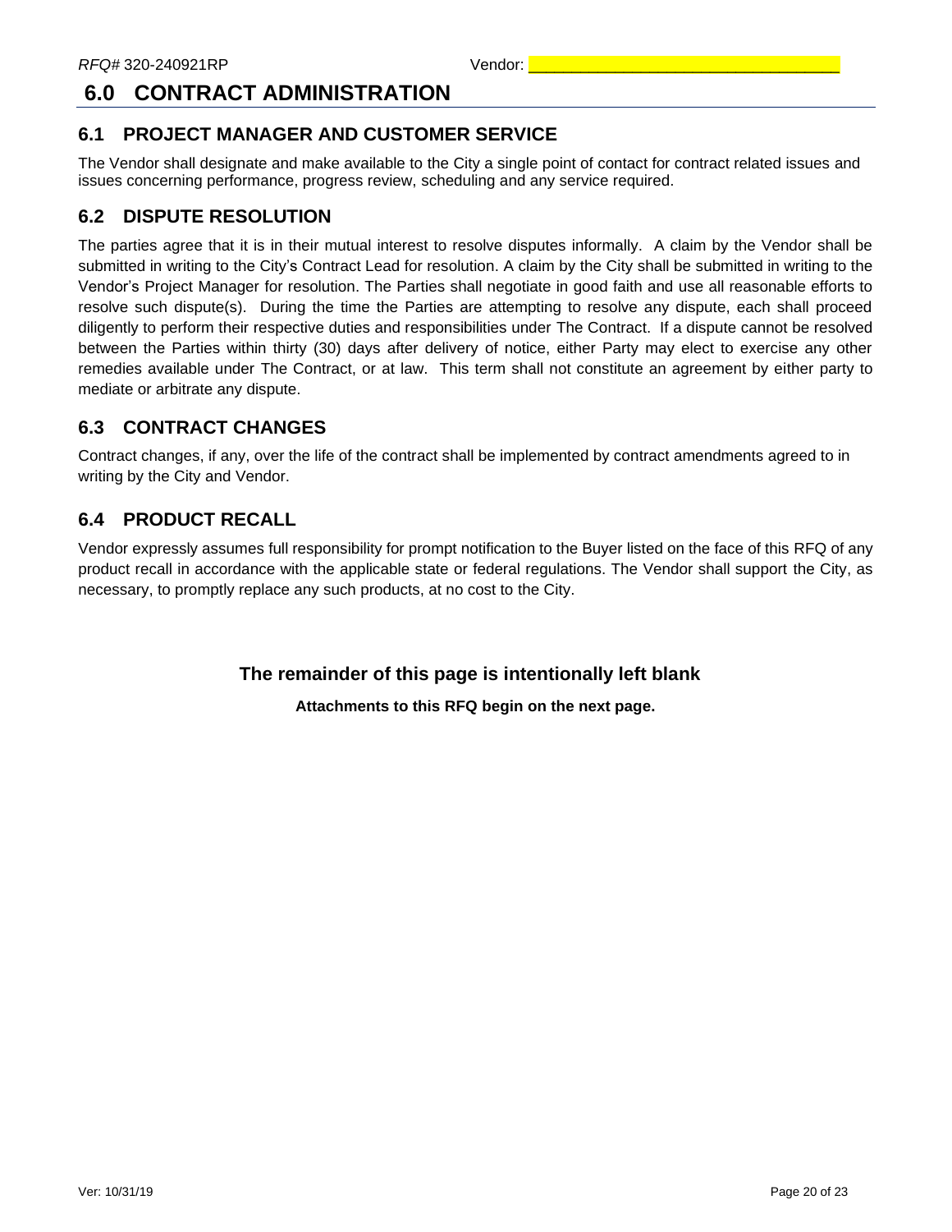# 6.0 CONTRACT ADMINISTRATION

## 6.1 PROJECT MANAGER AND CUSTOMER SERVICE

The Vendor shall designate and make available to the City a single point of contact for contract related issues and issues concerning performance, progress review, scheduling and any service required.

## 6.2 DISPUTE RESOLUTION

The parties agree that it is in their mutual interest to resolve disputes informally. A claim by the Vendor shall be submitted in writing to the City's Contract Lead for resolution. A claim by the City shall be submitted in writing to the Vendor's Project Manager for resolution. The Parties shall negotiate in good faith and use all reasonable efforts to resolve such dispute(s). During the time the Parties are attempting to resolve any dispute, each shall proceed diligently to perform their respective duties and responsibilities under The Contract. If a dispute cannot be resolved between the Parties within thirty (30) days after delivery of notice, either Party may elect to exercise any other remedies available under The Contract, or at law. This term shall not constitute an agreement by either party to mediate or arbitrate any dispute.

## 6.3 CONTRACT CHANGES

Contract changes, if any, over the life of the contract shall be implemented by contract amendments agreed to in writing by the City and Vendor.

## 6.4 PRODUCT RECALL

Vendor expressly assumes full responsibility for prompt notification to the Buyer listed on the face of this RFQ of any product recall in accordance with the applicable state or federal regulations. The Vendor shall support the City, as necessary, to promptly replace any such products, at no cost to the City.

**The remainder of this page is intentionally left blank**

**Attachments to this RFQ begin on the next page.**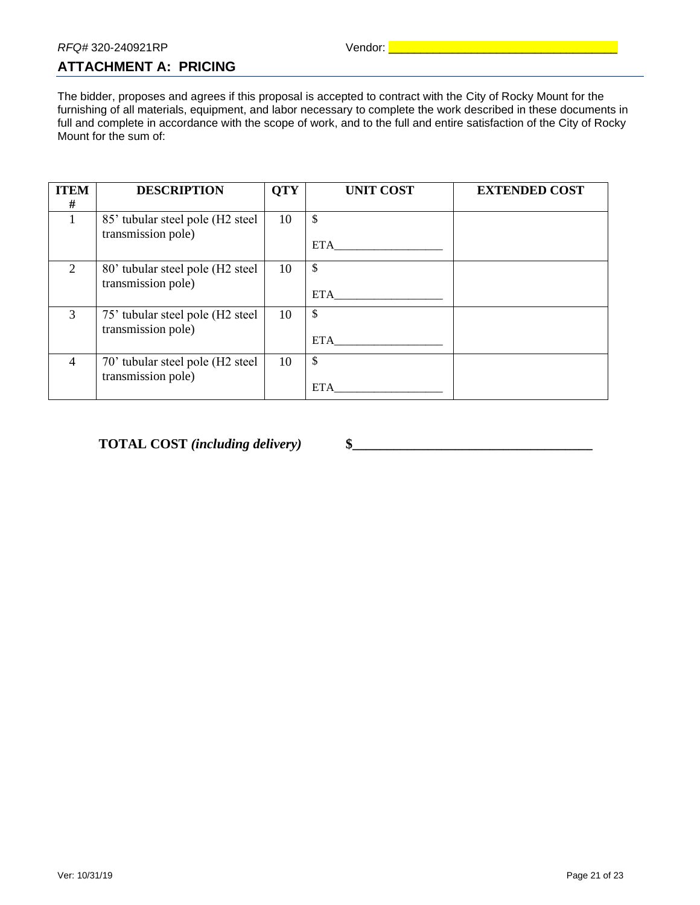RFQ# 320-240921RP Vendor: ___________________________________

## ATTACHMENT A: PRICING

The bidder, proposes and agrees if this proposal is accepted to contract with the City of Rocky Mount for the furnishing of all materials, equipment, and labor necessary to complete the work described in these documents in full and complete in accordance with the scope of work, and to the full and entire satisfaction of the City of Rocky Mount for the sum of:

| ITEM # | DESCRIPTION | QTY | UNIT COST | EXTENDED COST |
|---|---|---|---|---|
| 1 | 85' tubular steel pole (H2 steel transmission pole) | 10 | $<br>ETA__________________ | |
| 2 | 80' tubular steel pole (H2 steel transmission pole) | 10 | $<br>ETA__________________ | |
| 3 | 75' tubular steel pole (H2 steel transmission pole) | 10 | $<br>ETA__________________ | |
| 4 | 70' tubular steel pole (H2 steel transmission pole) | 10 | $<br>ETA__________________ | |

**TOTAL COST** ***(including delivery)*** **$___________________________________**

Ver: 10/31/19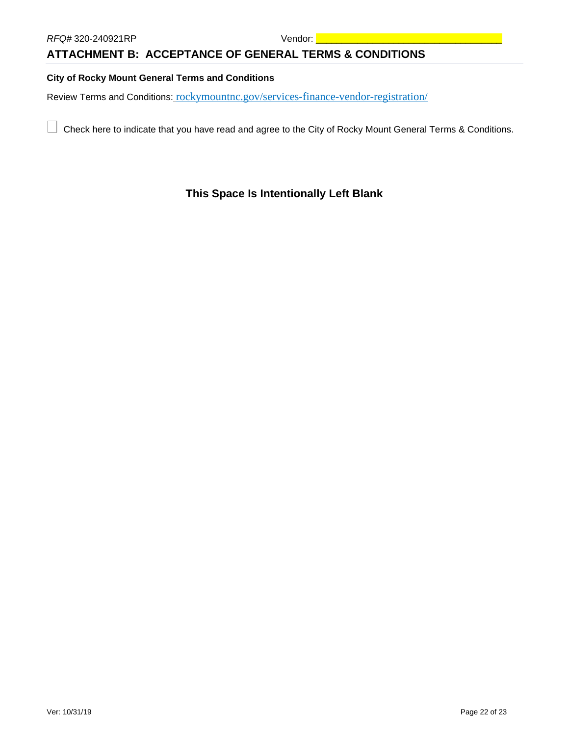## ATTACHMENT B: ACCEPTANCE OF GENERAL TERMS & CONDITIONS

**City of Rocky Mount General Terms and Conditions**

Review Terms and Conditions: rockymountnc.gov/services-finance-vendor-registration/

☐ Check here to indicate that you have read and agree to the City of Rocky Mount General Terms & Conditions.

**This Space Is Intentionally Left Blank**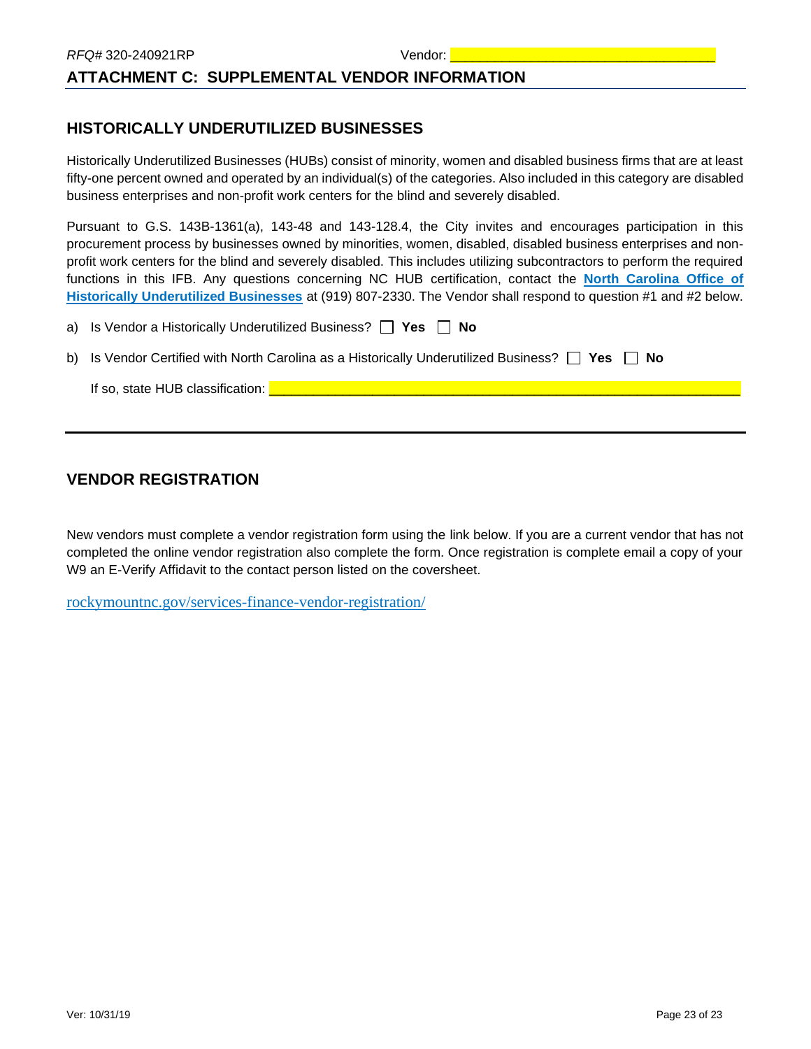## ATTACHMENT C: SUPPLEMENTAL VENDOR INFORMATION

Vendor: ___________________________________

### HISTORICALLY UNDERUTILIZED BUSINESSES

Historically Underutilized Businesses (HUBs) consist of minority, women and disabled business firms that are at least fifty-one percent owned and operated by an individual(s) of the categories. Also included in this category are disabled business enterprises and non-profit work centers for the blind and severely disabled.

Pursuant to G.S. 143B-1361(a), 143-48 and 143-128.4, the City invites and encourages participation in this procurement process by businesses owned by minorities, women, disabled, disabled business enterprises and non-profit work centers for the blind and severely disabled. This includes utilizing subcontractors to perform the required functions in this IFB. Any questions concerning NC HUB certification, contact the **North Carolina Office of Historically Underutilized Businesses** at (919) 807-2330. The Vendor shall respond to question #1 and #2 below.

a) Is Vendor a Historically Underutilized Business? ☐ **Yes** ☐ **No**

b) Is Vendor Certified with North Carolina as a Historically Underutilized Business? ☐ **Yes** ☐ **No**

If so, state HUB classification: ___________________________________________________________

---

### VENDOR REGISTRATION

New vendors must complete a vendor registration form using the link below. If you are a current vendor that has not completed the online vendor registration also complete the form. Once registration is complete email a copy of your W9 an E-Verify Affidavit to the contact person listed on the coversheet.

rockymountnc.gov/services-finance-vendor-registration/